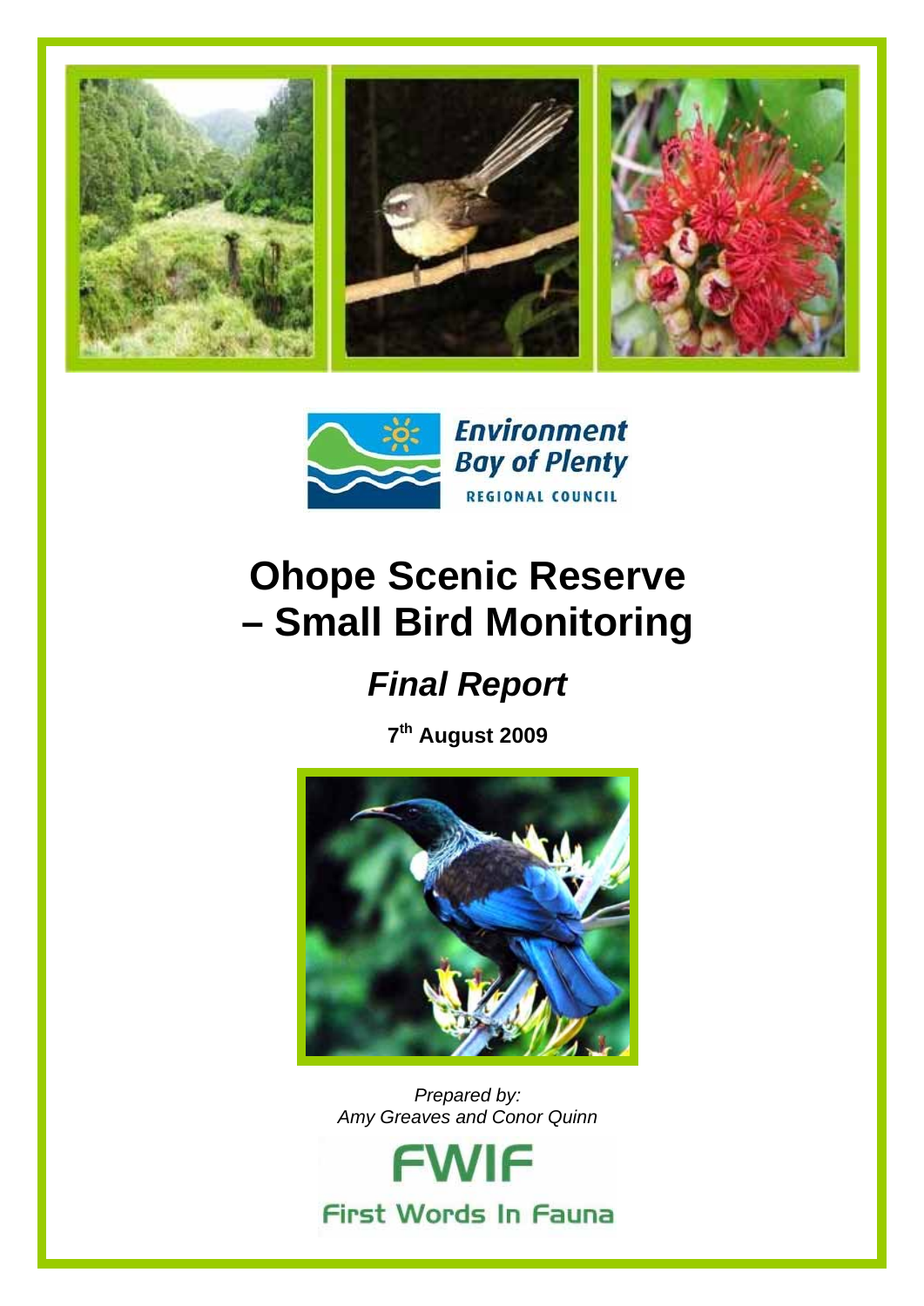Environment Bay of Plenty

REGIONAL COUNCIL

# Ohope Scenic Reserve – Small Bird Monitoring

## *Final Report*

**7th August 2009**

*Prepared by:*
*Amy Greaves and Conor Quinn*

FWIF

First Words In Fauna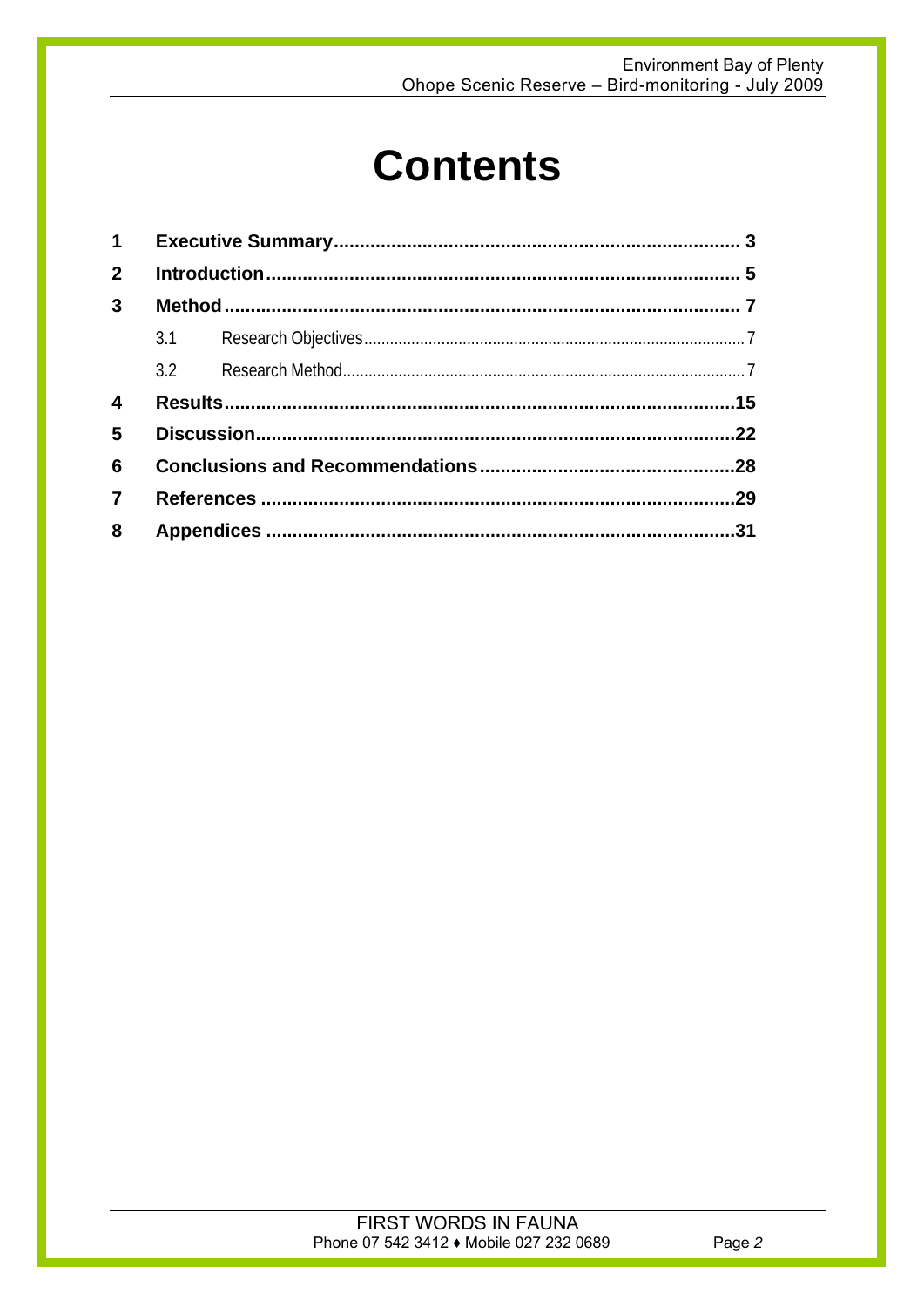# Contents

| | | |
|---|---|---|
| **1** | **Executive Summary** | **3** |
| **2** | **Introduction** | **5** |
| **3** | **Method** | **7** |
| | 3.1 Research Objectives | 7 |
| | 3.2 Research Method | 7 |
| **4** | **Results** | **15** |
| **5** | **Discussion** | **22** |
| **6** | **Conclusions and Recommendations** | **28** |
| **7** | **References** | **29** |
| **8** | **Appendices** | **31** |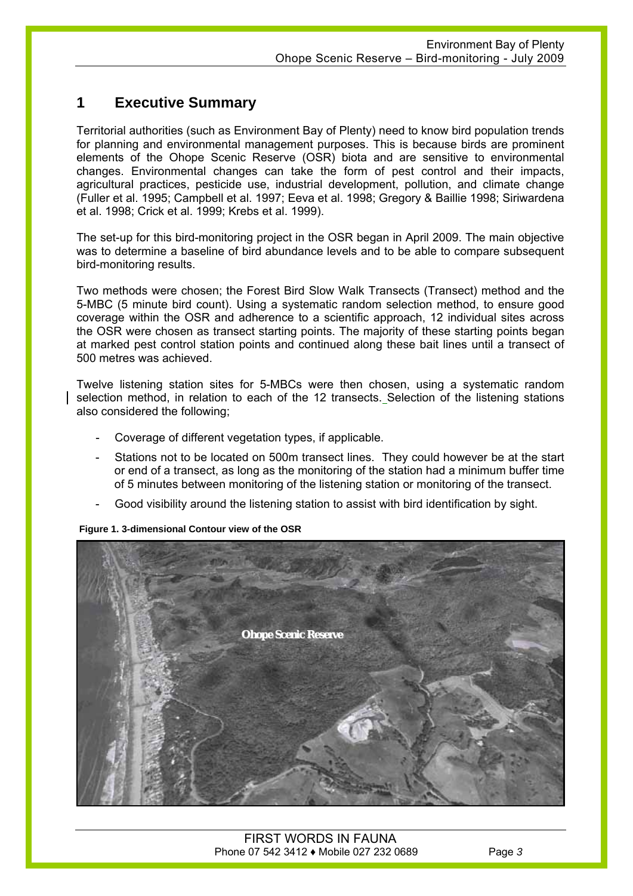# 1 Executive Summary

Territorial authorities (such as Environment Bay of Plenty) need to know bird population trends for planning and environmental management purposes. This is because birds are prominent elements of the Ohope Scenic Reserve (OSR) biota and are sensitive to environmental changes. Environmental changes can take the form of pest control and their impacts, agricultural practices, pesticide use, industrial development, pollution, and climate change (Fuller et al. 1995; Campbell et al. 1997; Eeva et al. 1998; Gregory & Baillie 1998; Siriwardena et al. 1998; Crick et al. 1999; Krebs et al. 1999).

The set-up for this bird-monitoring project in the OSR began in April 2009. The main objective was to determine a baseline of bird abundance levels and to be able to compare subsequent bird-monitoring results.

Two methods were chosen; the Forest Bird Slow Walk Transects (Transect) method and the 5-MBC (5 minute bird count). Using a systematic random selection method, to ensure good coverage within the OSR and adherence to a scientific approach, 12 individual sites across the OSR were chosen as transect starting points. The majority of these starting points began at marked pest control station points and continued along these bait lines until a transect of 500 metres was achieved.

Twelve listening station sites for 5-MBCs were then chosen, using a systematic random selection method, in relation to each of the 12 transects. Selection of the listening stations also considered the following;

- Coverage of different vegetation types, if applicable.
- Stations not to be located on 500m transect lines. They could however be at the start or end of a transect, as long as the monitoring of the station had a minimum buffer time of 5 minutes between monitoring of the listening station or monitoring of the transect.
- Good visibility around the listening station to assist with bird identification by sight.

**Figure 1. 3-dimensional Contour view of the OSR**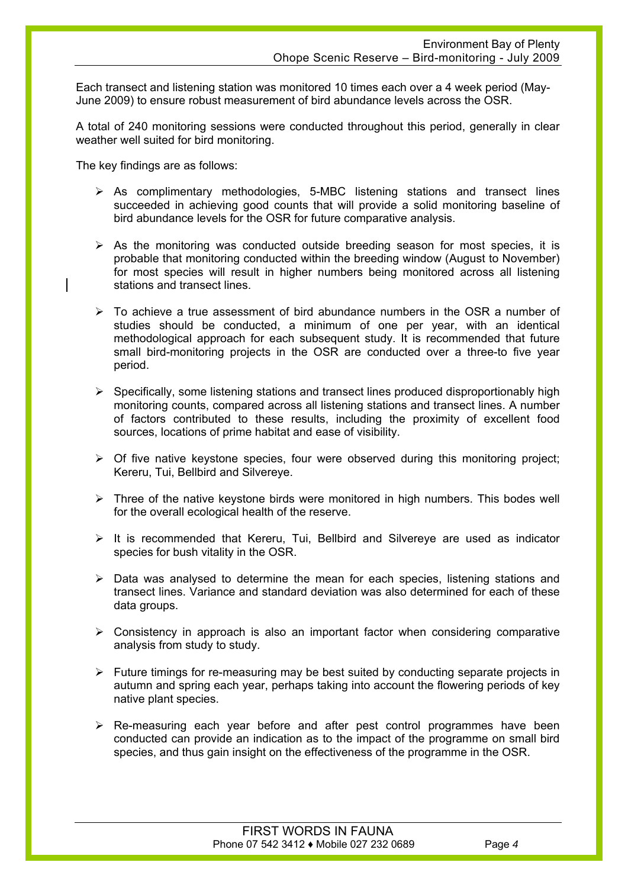Each transect and listening station was monitored 10 times each over a 4 week period (May-June 2009) to ensure robust measurement of bird abundance levels across the OSR.

A total of 240 monitoring sessions were conducted throughout this period, generally in clear weather well suited for bird monitoring.

The key findings are as follows:

- As complimentary methodologies, 5-MBC listening stations and transect lines succeeded in achieving good counts that will provide a solid monitoring baseline of bird abundance levels for the OSR for future comparative analysis.
- As the monitoring was conducted outside breeding season for most species, it is probable that monitoring conducted within the breeding window (August to November) for most species will result in higher numbers being monitored across all listening stations and transect lines.
- To achieve a true assessment of bird abundance numbers in the OSR a number of studies should be conducted, a minimum of one per year, with an identical methodological approach for each subsequent study. It is recommended that future small bird-monitoring projects in the OSR are conducted over a three-to five year period.
- Specifically, some listening stations and transect lines produced disproportionably high monitoring counts, compared across all listening stations and transect lines. A number of factors contributed to these results, including the proximity of excellent food sources, locations of prime habitat and ease of visibility.
- Of five native keystone species, four were observed during this monitoring project; Kereru, Tui, Bellbird and Silvereye.
- Three of the native keystone birds were monitored in high numbers. This bodes well for the overall ecological health of the reserve.
- It is recommended that Kereru, Tui, Bellbird and Silvereye are used as indicator species for bush vitality in the OSR.
- Data was analysed to determine the mean for each species, listening stations and transect lines. Variance and standard deviation was also determined for each of these data groups.
- Consistency in approach is also an important factor when considering comparative analysis from study to study.
- Future timings for re-measuring may be best suited by conducting separate projects in autumn and spring each year, perhaps taking into account the flowering periods of key native plant species.
- Re-measuring each year before and after pest control programmes have been conducted can provide an indication as to the impact of the programme on small bird species, and thus gain insight on the effectiveness of the programme in the OSR.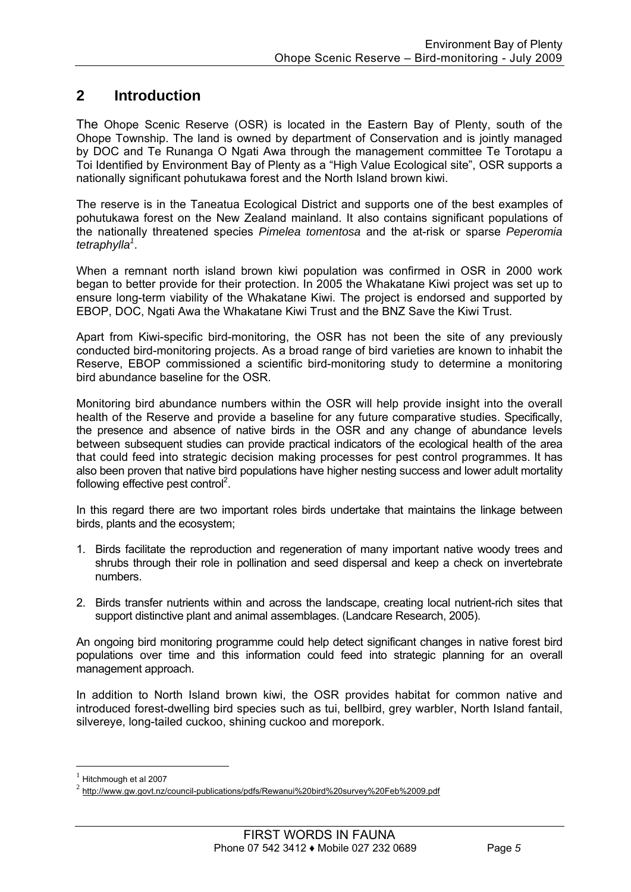## 2 Introduction

The Ohope Scenic Reserve (OSR) is located in the Eastern Bay of Plenty, south of the Ohope Township. The land is owned by department of Conservation and is jointly managed by DOC and Te Runanga O Ngati Awa through the management committee Te Torotapu a Toi Identified by Environment Bay of Plenty as a "High Value Ecological site", OSR supports a nationally significant pohutukawa forest and the North Island brown kiwi.

The reserve is in the Taneatua Ecological District and supports one of the best examples of pohutukawa forest on the New Zealand mainland. It also contains significant populations of the nationally threatened species *Pimelea tomentosa* and the at-risk or sparse *Peperomia tetraphylla*[1].

When a remnant north island brown kiwi population was confirmed in OSR in 2000 work began to better provide for their protection. In 2005 the Whakatane Kiwi project was set up to ensure long-term viability of the Whakatane Kiwi. The project is endorsed and supported by EBOP, DOC, Ngati Awa the Whakatane Kiwi Trust and the BNZ Save the Kiwi Trust.

Apart from Kiwi-specific bird-monitoring, the OSR has not been the site of any previously conducted bird-monitoring projects. As a broad range of bird varieties are known to inhabit the Reserve, EBOP commissioned a scientific bird-monitoring study to determine a monitoring bird abundance baseline for the OSR.

Monitoring bird abundance numbers within the OSR will help provide insight into the overall health of the Reserve and provide a baseline for any future comparative studies. Specifically, the presence and absence of native birds in the OSR and any change of abundance levels between subsequent studies can provide practical indicators of the ecological health of the area that could feed into strategic decision making processes for pest control programmes. It has also been proven that native bird populations have higher nesting success and lower adult mortality following effective pest control[2].

In this regard there are two important roles birds undertake that maintains the linkage between birds, plants and the ecosystem;

1. Birds facilitate the reproduction and regeneration of many important native woody trees and shrubs through their role in pollination and seed dispersal and keep a check on invertebrate numbers.

2. Birds transfer nutrients within and across the landscape, creating local nutrient-rich sites that support distinctive plant and animal assemblages. (Landcare Research, 2005).

An ongoing bird monitoring programme could help detect significant changes in native forest bird populations over time and this information could feed into strategic planning for an overall management approach.

In addition to North Island brown kiwi, the OSR provides habitat for common native and introduced forest-dwelling bird species such as tui, bellbird, grey warbler, North Island fantail, silvereye, long-tailed cuckoo, shining cuckoo and morepork.

---

[1] Hitchmough et al 2007

[2] http://www.gw.govt.nz/council-publications/pdfs/Rewanui%20bird%20survey%20Feb%2009.pdf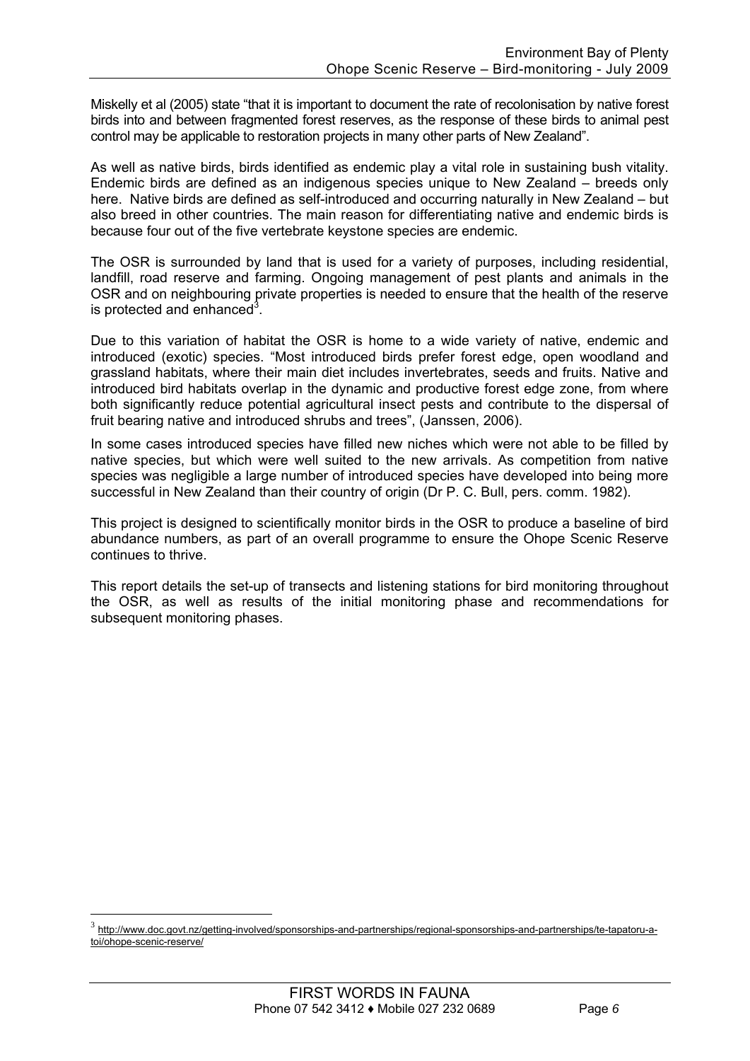Miskelly et al (2005) state "that it is important to document the rate of recolonisation by native forest birds into and between fragmented forest reserves, as the response of these birds to animal pest control may be applicable to restoration projects in many other parts of New Zealand".

As well as native birds, birds identified as endemic play a vital role in sustaining bush vitality. Endemic birds are defined as an indigenous species unique to New Zealand – breeds only here. Native birds are defined as self-introduced and occurring naturally in New Zealand – but also breed in other countries. The main reason for differentiating native and endemic birds is because four out of the five vertebrate keystone species are endemic.

The OSR is surrounded by land that is used for a variety of purposes, including residential, landfill, road reserve and farming. Ongoing management of pest plants and animals in the OSR and on neighbouring private properties is needed to ensure that the health of the reserve is protected and enhanced[3].

Due to this variation of habitat the OSR is home to a wide variety of native, endemic and introduced (exotic) species. "Most introduced birds prefer forest edge, open woodland and grassland habitats, where their main diet includes invertebrates, seeds and fruits. Native and introduced bird habitats overlap in the dynamic and productive forest edge zone, from where both significantly reduce potential agricultural insect pests and contribute to the dispersal of fruit bearing native and introduced shrubs and trees", (Janssen, 2006).

In some cases introduced species have filled new niches which were not able to be filled by native species, but which were well suited to the new arrivals. As competition from native species was negligible a large number of introduced species have developed into being more successful in New Zealand than their country of origin (Dr P. C. Bull, pers. comm. 1982).

This project is designed to scientifically monitor birds in the OSR to produce a baseline of bird abundance numbers, as part of an overall programme to ensure the Ohope Scenic Reserve continues to thrive.

This report details the set-up of transects and listening stations for bird monitoring throughout the OSR, as well as results of the initial monitoring phase and recommendations for subsequent monitoring phases.

[3] http://www.doc.govt.nz/getting-involved/sponsorships-and-partnerships/regional-sponsorships-and-partnerships/te-tapatoru-a-toi/ohope-scenic-reserve/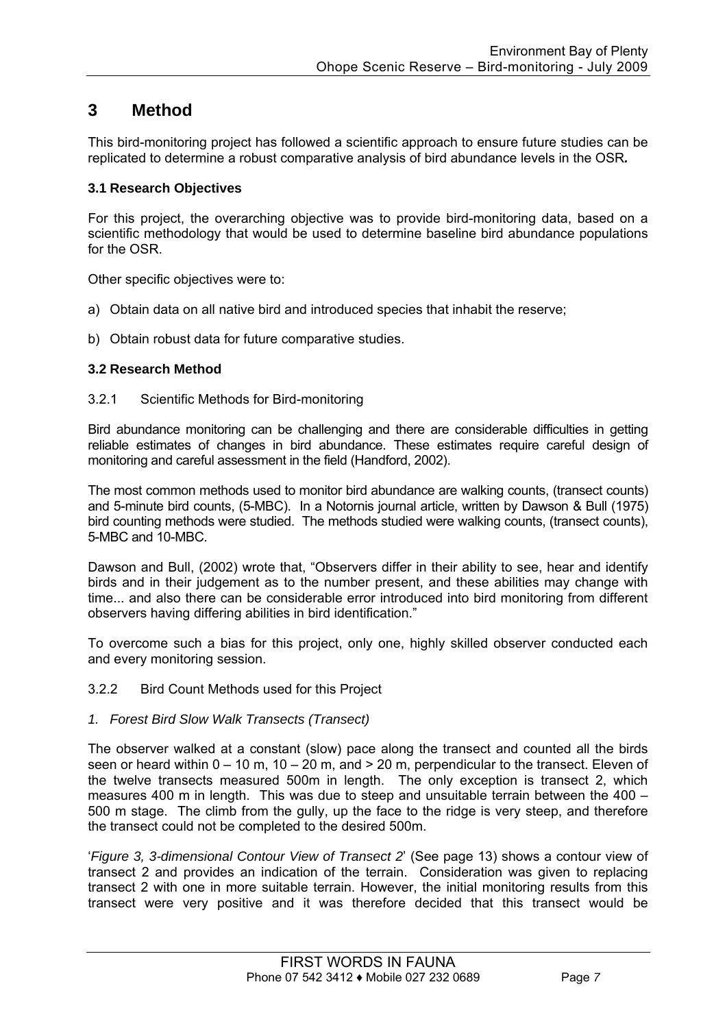# 3 Method

This bird-monitoring project has followed a scientific approach to ensure future studies can be replicated to determine a robust comparative analysis of bird abundance levels in the OSR**.**

### 3.1 Research Objectives

For this project, the overarching objective was to provide bird-monitoring data, based on a scientific methodology that would be used to determine baseline bird abundance populations for the OSR.

Other specific objectives were to:

a) Obtain data on all native bird and introduced species that inhabit the reserve;

b) Obtain robust data for future comparative studies.

### 3.2 Research Method

3.2.1 Scientific Methods for Bird-monitoring

Bird abundance monitoring can be challenging and there are considerable difficulties in getting reliable estimates of changes in bird abundance. These estimates require careful design of monitoring and careful assessment in the field (Handford, 2002).

The most common methods used to monitor bird abundance are walking counts, (transect counts) and 5-minute bird counts, (5-MBC). In a Notornis journal article, written by Dawson & Bull (1975) bird counting methods were studied. The methods studied were walking counts, (transect counts), 5-MBC and 10-MBC.

Dawson and Bull, (2002) wrote that, "Observers differ in their ability to see, hear and identify birds and in their judgement as to the number present, and these abilities may change with time... and also there can be considerable error introduced into bird monitoring from different observers having differing abilities in bird identification."

To overcome such a bias for this project, only one, highly skilled observer conducted each and every monitoring session.

3.2.2 Bird Count Methods used for this Project

*1. Forest Bird Slow Walk Transects (Transect)*

The observer walked at a constant (slow) pace along the transect and counted all the birds seen or heard within 0 – 10 m, 10 – 20 m, and > 20 m, perpendicular to the transect. Eleven of the twelve transects measured 500m in length. The only exception is transect 2, which measures 400 m in length. This was due to steep and unsuitable terrain between the 400 – 500 m stage. The climb from the gully, up the face to the ridge is very steep, and therefore the transect could not be completed to the desired 500m.

'*Figure 3, 3-dimensional Contour View of Transect 2*' (See page 13) shows a contour view of transect 2 and provides an indication of the terrain. Consideration was given to replacing transect 2 with one in more suitable terrain. However, the initial monitoring results from this transect were very positive and it was therefore decided that this transect would be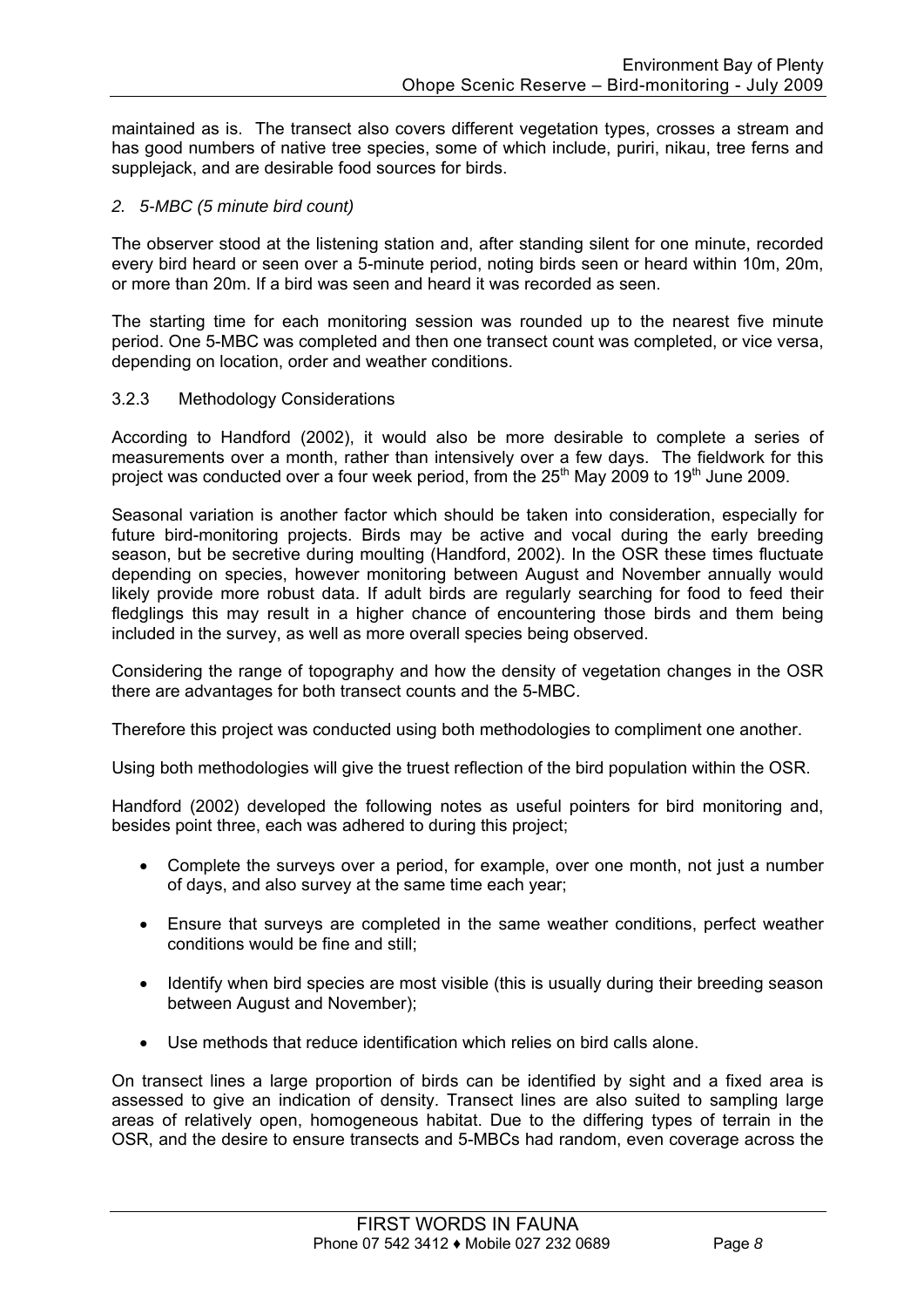maintained as is. The transect also covers different vegetation types, crosses a stream and has good numbers of native tree species, some of which include, puriri, nikau, tree ferns and supplejack, and are desirable food sources for birds.

*2. 5-MBC (5 minute bird count)*

The observer stood at the listening station and, after standing silent for one minute, recorded every bird heard or seen over a 5-minute period, noting birds seen or heard within 10m, 20m, or more than 20m. If a bird was seen and heard it was recorded as seen.

The starting time for each monitoring session was rounded up to the nearest five minute period. One 5-MBC was completed and then one transect count was completed, or vice versa, depending on location, order and weather conditions.

### 3.2.3 Methodology Considerations

According to Handford (2002), it would also be more desirable to complete a series of measurements over a month, rather than intensively over a few days. The fieldwork for this project was conducted over a four week period, from the 25th May 2009 to 19th June 2009.

Seasonal variation is another factor which should be taken into consideration, especially for future bird-monitoring projects. Birds may be active and vocal during the early breeding season, but be secretive during moulting (Handford, 2002). In the OSR these times fluctuate depending on species, however monitoring between August and November annually would likely provide more robust data. If adult birds are regularly searching for food to feed their fledglings this may result in a higher chance of encountering those birds and them being included in the survey, as well as more overall species being observed.

Considering the range of topography and how the density of vegetation changes in the OSR there are advantages for both transect counts and the 5-MBC.

Therefore this project was conducted using both methodologies to compliment one another.

Using both methodologies will give the truest reflection of the bird population within the OSR.

Handford (2002) developed the following notes as useful pointers for bird monitoring and, besides point three, each was adhered to during this project;

- Complete the surveys over a period, for example, over one month, not just a number of days, and also survey at the same time each year;
- Ensure that surveys are completed in the same weather conditions, perfect weather conditions would be fine and still;
- Identify when bird species are most visible (this is usually during their breeding season between August and November);
- Use methods that reduce identification which relies on bird calls alone.

On transect lines a large proportion of birds can be identified by sight and a fixed area is assessed to give an indication of density. Transect lines are also suited to sampling large areas of relatively open, homogeneous habitat. Due to the differing types of terrain in the OSR, and the desire to ensure transects and 5-MBCs had random, even coverage across the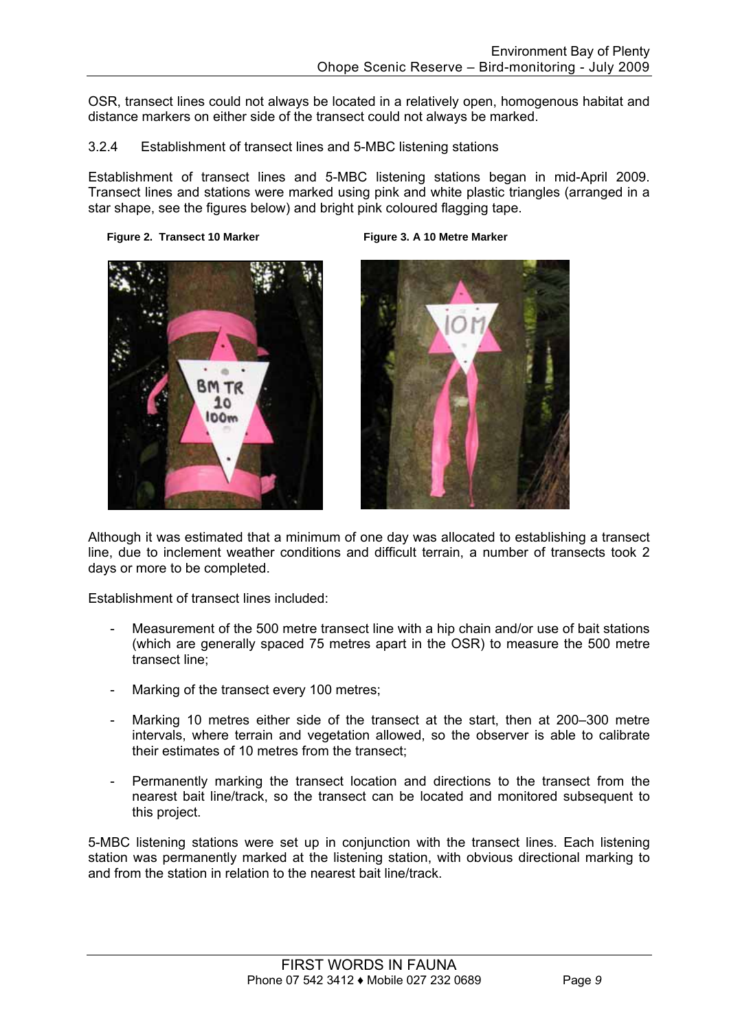OSR, transect lines could not always be located in a relatively open, homogenous habitat and distance markers on either side of the transect could not always be marked.

### 3.2.4 Establishment of transect lines and 5-MBC listening stations

Establishment of transect lines and 5-MBC listening stations began in mid-April 2009. Transect lines and stations were marked using pink and white plastic triangles (arranged in a star shape, see the figures below) and bright pink coloured flagging tape.

**Figure 2. Transect 10 Marker**

**Figure 3. A 10 Metre Marker**

Although it was estimated that a minimum of one day was allocated to establishing a transect line, due to inclement weather conditions and difficult terrain, a number of transects took 2 days or more to be completed.

Establishment of transect lines included:

- Measurement of the 500 metre transect line with a hip chain and/or use of bait stations (which are generally spaced 75 metres apart in the OSR) to measure the 500 metre transect line;
- Marking of the transect every 100 metres;
- Marking 10 metres either side of the transect at the start, then at 200–300 metre intervals, where terrain and vegetation allowed, so the observer is able to calibrate their estimates of 10 metres from the transect;
- Permanently marking the transect location and directions to the transect from the nearest bait line/track, so the transect can be located and monitored subsequent to this project.

5-MBC listening stations were set up in conjunction with the transect lines. Each listening station was permanently marked at the listening station, with obvious directional marking to and from the station in relation to the nearest bait line/track.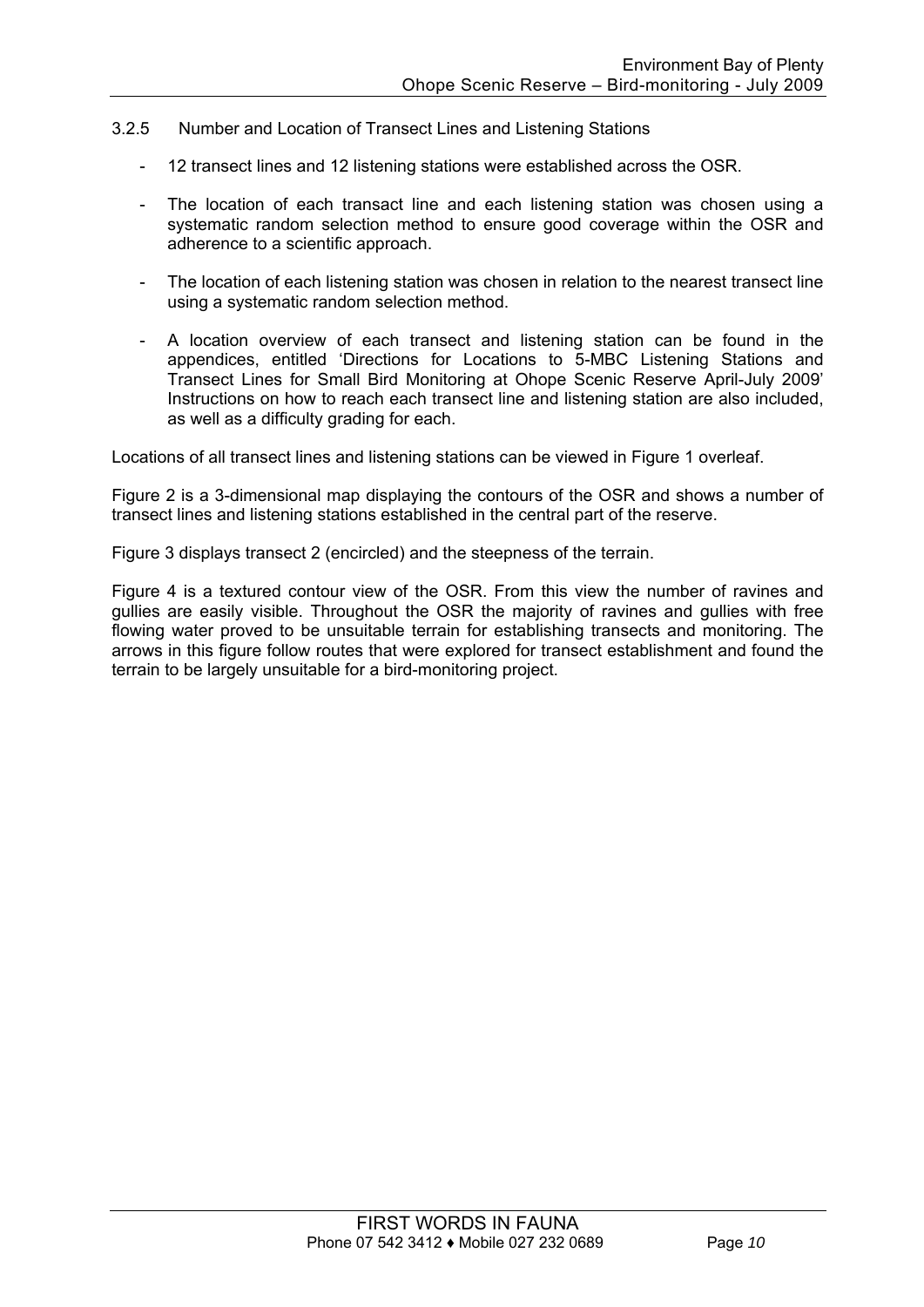### 3.2.5 Number and Location of Transect Lines and Listening Stations

- 12 transect lines and 12 listening stations were established across the OSR.
- The location of each transact line and each listening station was chosen using a systematic random selection method to ensure good coverage within the OSR and adherence to a scientific approach.
- The location of each listening station was chosen in relation to the nearest transect line using a systematic random selection method.
- A location overview of each transect and listening station can be found in the appendices, entitled 'Directions for Locations to 5-MBC Listening Stations and Transect Lines for Small Bird Monitoring at Ohope Scenic Reserve April-July 2009' Instructions on how to reach each transect line and listening station are also included, as well as a difficulty grading for each.

Locations of all transect lines and listening stations can be viewed in Figure 1 overleaf.

Figure 2 is a 3-dimensional map displaying the contours of the OSR and shows a number of transect lines and listening stations established in the central part of the reserve.

Figure 3 displays transect 2 (encircled) and the steepness of the terrain.

Figure 4 is a textured contour view of the OSR. From this view the number of ravines and gullies are easily visible. Throughout the OSR the majority of ravines and gullies with free flowing water proved to be unsuitable terrain for establishing transects and monitoring. The arrows in this figure follow routes that were explored for transect establishment and found the terrain to be largely unsuitable for a bird-monitoring project.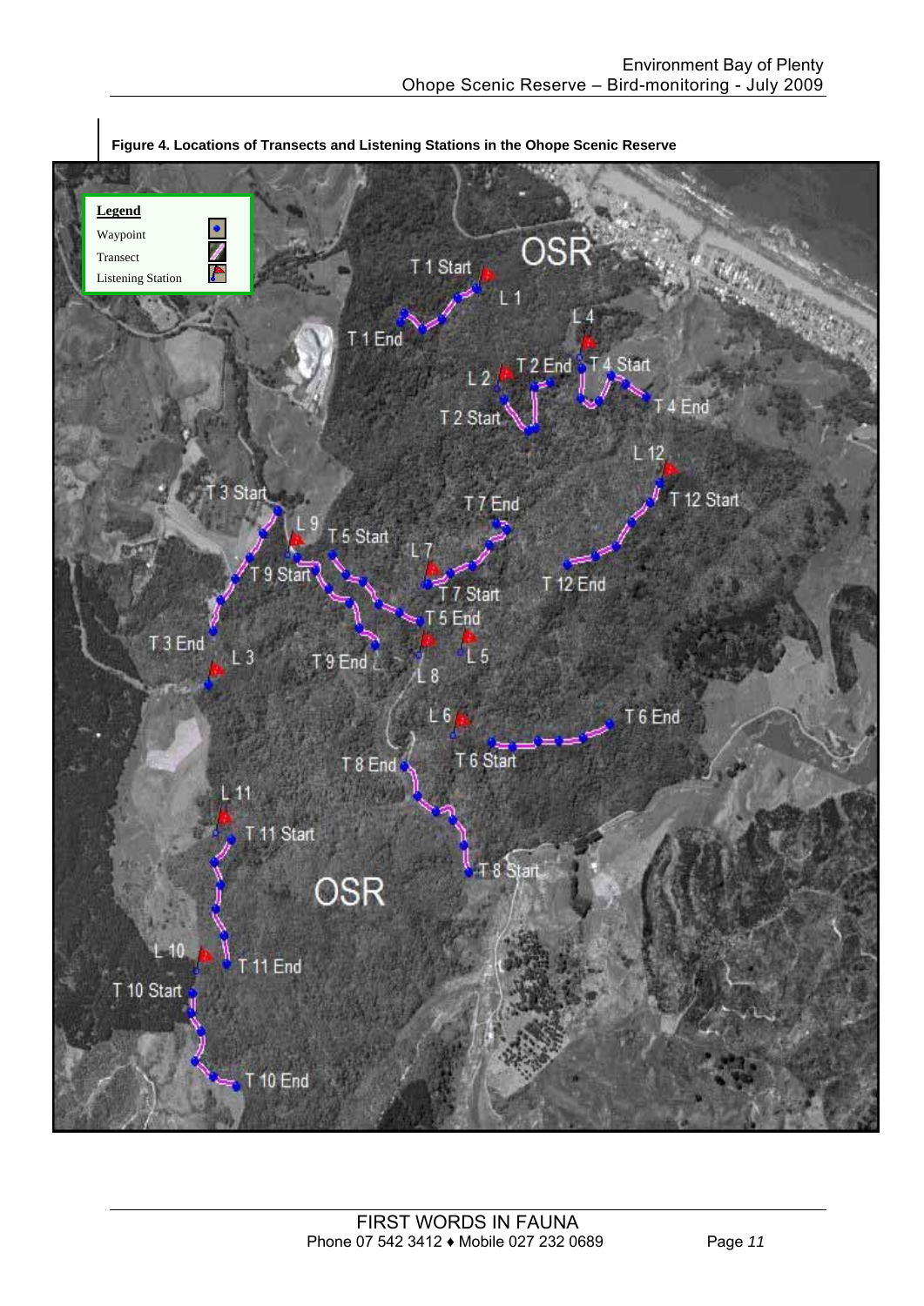**Figure 4. Locations of Transects and Listening Stations in the Ohope Scenic Reserve**

**Legend**
Waypoint
Transect
Listening Station

OSR

T 1 Start
L 1
T 1 End
L 4
L 2
T 2 End
T 4 Start
T 4 End
T 2 Start
L 12
T 3 Start
T 7 End
T 12 Start
L 9
T 5 Start
L 7
T 9 Start
T 12 End
T 7 Start
T 5 End
T 3 End
L 3
T 9 End
L 8
L 5
L 6
T 6 End
T 8 End
T 6 Start
L 11
T 11 Start
T 8 Start
OSR
L 10
T 11 End
T 10 Start
T 10 End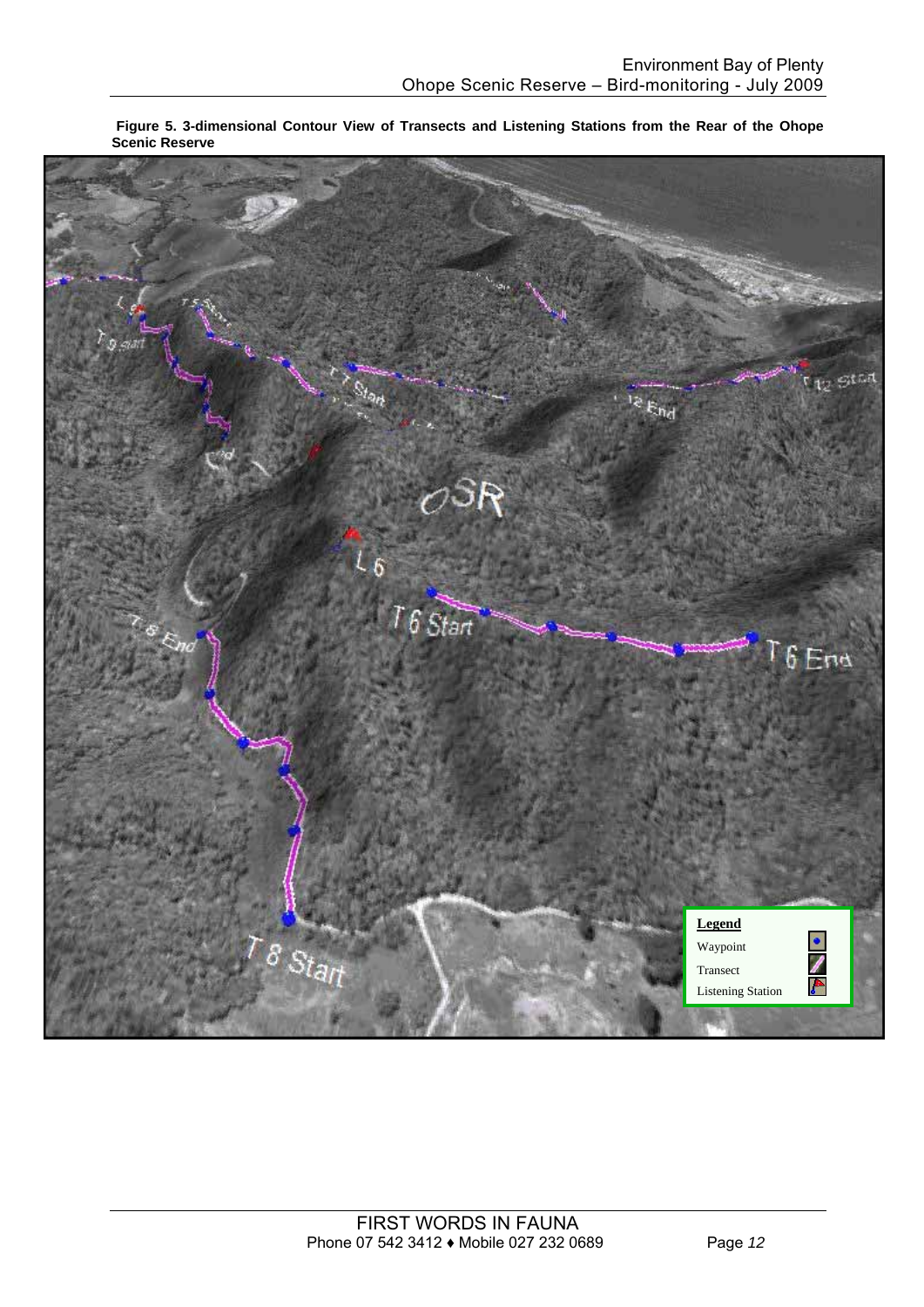**Figure 5. 3-dimensional Contour View of Transects and Listening Stations from the Rear of the Ohope Scenic Reserve**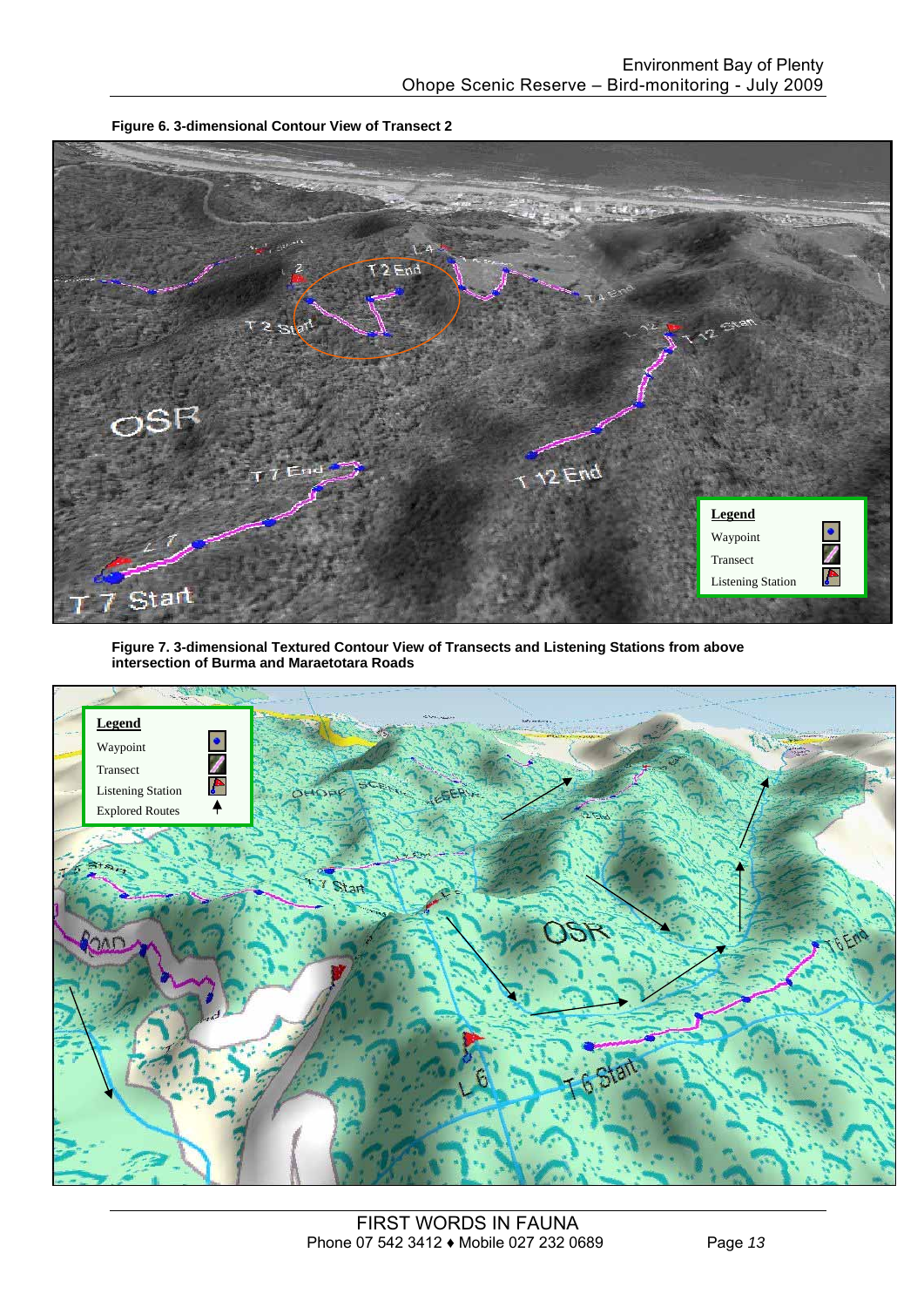**Figure 6. 3-dimensional Contour View of Transect 2**

**Figure 7. 3-dimensional Textured Contour View of Transects and Listening Stations from above intersection of Burma and Maraetotara Roads**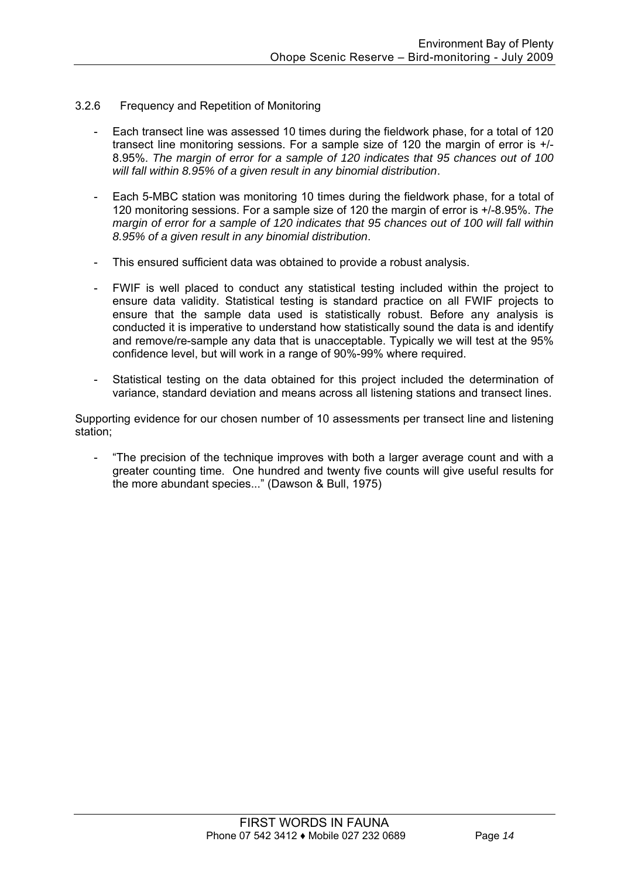### 3.2.6 Frequency and Repetition of Monitoring

- Each transect line was assessed 10 times during the fieldwork phase, for a total of 120 transect line monitoring sessions. For a sample size of 120 the margin of error is +/- 8.95%. *The margin of error for a sample of 120 indicates that 95 chances out of 100 will fall within 8.95% of a given result in any binomial distribution*.
- Each 5-MBC station was monitoring 10 times during the fieldwork phase, for a total of 120 monitoring sessions. For a sample size of 120 the margin of error is +/-8.95%. *The margin of error for a sample of 120 indicates that 95 chances out of 100 will fall within 8.95% of a given result in any binomial distribution*.
- This ensured sufficient data was obtained to provide a robust analysis.
- FWIF is well placed to conduct any statistical testing included within the project to ensure data validity. Statistical testing is standard practice on all FWIF projects to ensure that the sample data used is statistically robust. Before any analysis is conducted it is imperative to understand how statistically sound the data is and identify and remove/re-sample any data that is unacceptable. Typically we will test at the 95% confidence level, but will work in a range of 90%-99% where required.
- Statistical testing on the data obtained for this project included the determination of variance, standard deviation and means across all listening stations and transect lines.

Supporting evidence for our chosen number of 10 assessments per transect line and listening station;

- "The precision of the technique improves with both a larger average count and with a greater counting time. One hundred and twenty five counts will give useful results for the more abundant species..." (Dawson & Bull, 1975)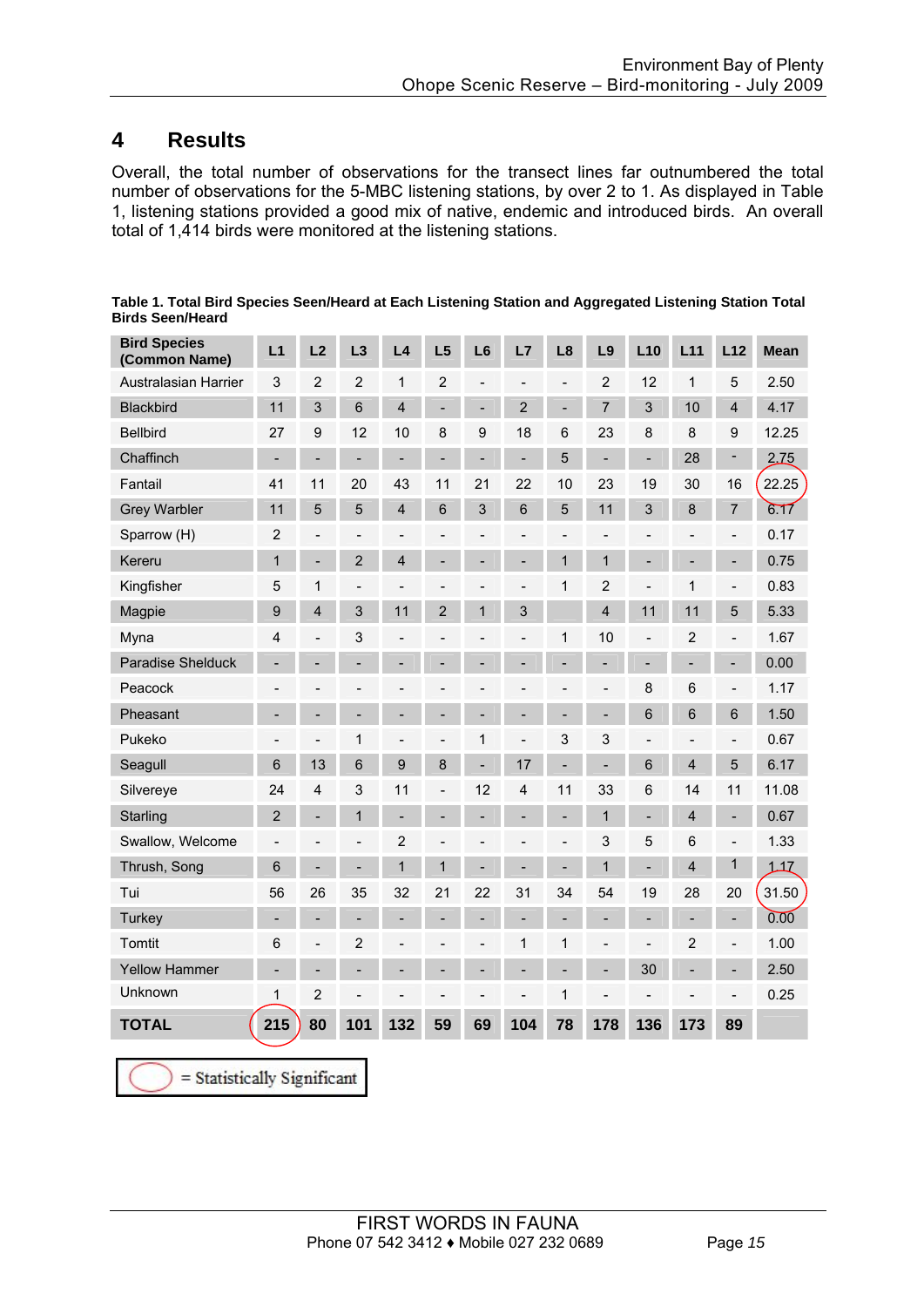# 4 Results

Overall, the total number of observations for the transect lines far outnumbered the total number of observations for the 5-MBC listening stations, by over 2 to 1. As displayed in Table 1, listening stations provided a good mix of native, endemic and introduced birds. An overall total of 1,414 birds were monitored at the listening stations.

**Table 1. Total Bird Species Seen/Heard at Each Listening Station and Aggregated Listening Station Total Birds Seen/Heard**

| Bird Species (Common Name) | L1 | L2 | L3 | L4 | L5 | L6 | L7 | L8 | L9 | L10 | L11 | L12 | Mean |
|---|---|---|---|---|---|---|---|---|---|---|---|---|---|
| Australasian Harrier | 3 | 2 | 2 | 1 | 2 | - | - | - | 2 | 12 | 1 | 5 | 2.50 |
| Blackbird | 11 | 3 | 6 | 4 | - | - | 2 | - | 7 | 3 | 10 | 4 | 4.17 |
| Bellbird | 27 | 9 | 12 | 10 | 8 | 9 | 18 | 6 | 23 | 8 | 8 | 9 | 12.25 |
| Chaffinch | - | - | - | - | - | - | - | 5 | - | - | 28 | - | 2.75 |
| Fantail | 41 | 11 | 20 | 43 | 11 | 21 | 22 | 10 | 23 | 19 | 30 | 16 | 22.25 |
| Grey Warbler | 11 | 5 | 5 | 4 | 6 | 3 | 6 | 5 | 11 | 3 | 8 | 7 | 6.17 |
| Sparrow (H) | 2 | - | - | - | - | - | - | - | - | - | - | - | 0.17 |
| Kereru | 1 | - | 2 | 4 | - | - | - | 1 | 1 | - | - | - | 0.75 |
| Kingfisher | 5 | 1 | - | - | - | - | - | 1 | 2 | - | 1 | - | 0.83 |
| Magpie | 9 | 4 | 3 | 11 | 2 | 1 | 3 | | 4 | 11 | 11 | 5 | 5.33 |
| Myna | 4 | - | 3 | - | - | - | - | 1 | 10 | - | 2 | - | 1.67 |
| Paradise Shelduck | - | - | - | - | - | - | - | - | - | - | - | - | 0.00 |
| Peacock | - | - | - | - | - | - | - | - | - | 8 | 6 | - | 1.17 |
| Pheasant | - | - | - | - | - | - | - | - | - | 6 | 6 | 6 | 1.50 |
| Pukeko | - | - | 1 | - | - | 1 | - | 3 | 3 | - | - | - | 0.67 |
| Seagull | 6 | 13 | 6 | 9 | 8 | - | 17 | - | - | 6 | 4 | 5 | 6.17 |
| Silvereye | 24 | 4 | 3 | 11 | - | 12 | 4 | 11 | 33 | 6 | 14 | 11 | 11.08 |
| Starling | 2 | - | 1 | - | - | - | - | - | 1 | - | 4 | - | 0.67 |
| Swallow, Welcome | - | - | - | 2 | - | - | - | - | 3 | 5 | 6 | - | 1.33 |
| Thrush, Song | 6 | - | - | 1 | 1 | - | - | - | 1 | - | 4 | 1 | 1.17 |
| Tui | 56 | 26 | 35 | 32 | 21 | 22 | 31 | 34 | 54 | 19 | 28 | 20 | 31.50 |
| Turkey | - | - | - | - | - | - | - | - | - | - | - | - | 0.00 |
| Tomtit | 6 | - | 2 | - | - | - | 1 | 1 | - | - | 2 | - | 1.00 |
| Yellow Hammer | - | - | - | - | - | - | - | - | - | 30 | - | - | 2.50 |
| Unknown | 1 | 2 | - | - | - | - | - | 1 | - | - | - | - | 0.25 |
| **TOTAL** | **215** | **80** | **101** | **132** | **59** | **69** | **104** | **78** | **178** | **136** | **173** | **89** | |

(Circled) = Statistically Significant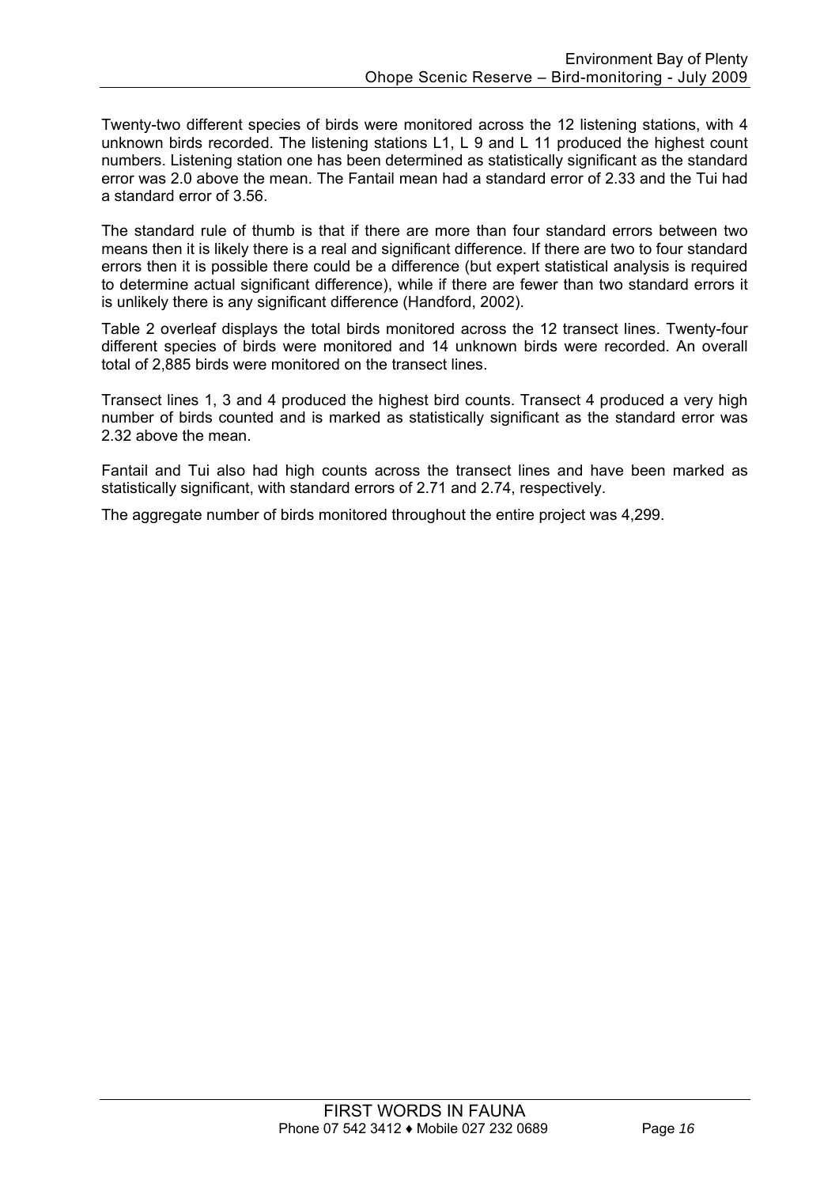Twenty-two different species of birds were monitored across the 12 listening stations, with 4 unknown birds recorded. The listening stations L1, L 9 and L 11 produced the highest count numbers. Listening station one has been determined as statistically significant as the standard error was 2.0 above the mean. The Fantail mean had a standard error of 2.33 and the Tui had a standard error of 3.56.

The standard rule of thumb is that if there are more than four standard errors between two means then it is likely there is a real and significant difference. If there are two to four standard errors then it is possible there could be a difference (but expert statistical analysis is required to determine actual significant difference), while if there are fewer than two standard errors it is unlikely there is any significant difference (Handford, 2002).

Table 2 overleaf displays the total birds monitored across the 12 transect lines. Twenty-four different species of birds were monitored and 14 unknown birds were recorded. An overall total of 2,885 birds were monitored on the transect lines.

Transect lines 1, 3 and 4 produced the highest bird counts. Transect 4 produced a very high number of birds counted and is marked as statistically significant as the standard error was 2.32 above the mean.

Fantail and Tui also had high counts across the transect lines and have been marked as statistically significant, with standard errors of 2.71 and 2.74, respectively.

The aggregate number of birds monitored throughout the entire project was 4,299.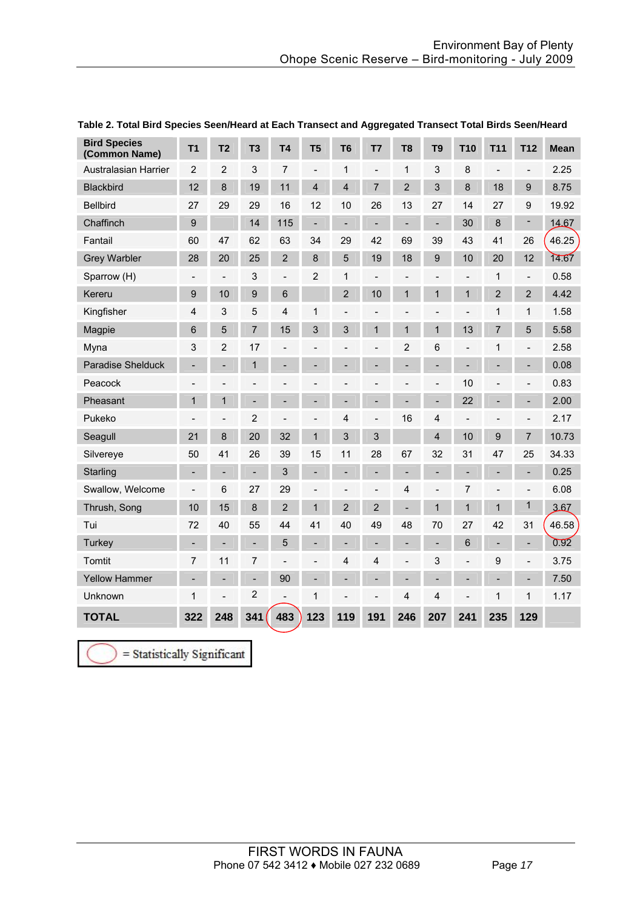**Table 2. Total Bird Species Seen/Heard at Each Transect and Aggregated Transect Total Birds Seen/Heard**

| Bird Species (Common Name) | T1 | T2 | T3 | T4 | T5 | T6 | T7 | T8 | T9 | T10 | T11 | T12 | Mean |
|---|---|---|---|---|---|---|---|---|---|---|---|---|---|
| Australasian Harrier | 2 | 2 | 3 | 7 | - | 1 | - | 1 | 3 | 8 | - | - | 2.25 |
| Blackbird | 12 | 8 | 19 | 11 | 4 | 4 | 7 | 2 | 3 | 8 | 18 | 9 | 8.75 |
| Bellbird | 27 | 29 | 29 | 16 | 12 | 10 | 26 | 13 | 27 | 14 | 27 | 9 | 19.92 |
| Chaffinch | 9 | | 14 | 115 | - | - | - | - | - | 30 | 8 | - | 14.67 |
| Fantail | 60 | 47 | 62 | 63 | 34 | 29 | 42 | 69 | 39 | 43 | 41 | 26 | 46.25 |
| Grey Warbler | 28 | 20 | 25 | 2 | 8 | 5 | 19 | 18 | 9 | 10 | 20 | 12 | 14.67 |
| Sparrow (H) | - | - | 3 | - | 2 | 1 | - | - | - | - | 1 | - | 0.58 |
| Kereru | 9 | 10 | 9 | 6 | | 2 | 10 | 1 | 1 | 1 | 2 | 2 | 4.42 |
| Kingfisher | 4 | 3 | 5 | 4 | 1 | - | - | - | - | - | 1 | 1 | 1.58 |
| Magpie | 6 | 5 | 7 | 15 | 3 | 3 | 1 | 1 | 1 | 13 | 7 | 5 | 5.58 |
| Myna | 3 | 2 | 17 | - | - | - | - | 2 | 6 | - | 1 | - | 2.58 |
| Paradise Shelduck | - | - | 1 | - | - | - | - | - | - | - | - | - | 0.08 |
| Peacock | - | - | - | - | - | - | - | - | - | 10 | - | - | 0.83 |
| Pheasant | 1 | 1 | - | - | - | - | - | - | - | 22 | - | - | 2.00 |
| Pukeko | - | - | 2 | - | - | 4 | - | 16 | 4 | - | - | - | 2.17 |
| Seagull | 21 | 8 | 20 | 32 | 1 | 3 | 3 | | 4 | 10 | 9 | 7 | 10.73 |
| Silvereye | 50 | 41 | 26 | 39 | 15 | 11 | 28 | 67 | 32 | 31 | 47 | 25 | 34.33 |
| Starling | - | - | - | 3 | - | - | - | - | - | - | - | - | 0.25 |
| Swallow, Welcome | - | 6 | 27 | 29 | - | - | - | 4 | - | 7 | - | - | 6.08 |
| Thrush, Song | 10 | 15 | 8 | 2 | 1 | 2 | 2 | - | 1 | 1 | 1 | 1 | 3.67 |
| Tui | 72 | 40 | 55 | 44 | 41 | 40 | 49 | 48 | 70 | 27 | 42 | 31 | 46.58 |
| Turkey | - | - | - | 5 | - | - | - | - | - | 6 | - | - | 0.92 |
| Tomtit | 7 | 11 | 7 | - | - | 4 | 4 | - | 3 | - | 9 | - | 3.75 |
| Yellow Hammer | - | - | - | 90 | - | - | - | - | - | - | - | - | 7.50 |
| Unknown | 1 | - | 2 | - | 1 | - | - | 4 | 4 | - | 1 | 1 | 1.17 |
| **TOTAL** | **322** | **248** | **341** | **483** | **123** | **119** | **191** | **246** | **207** | **241** | **235** | **129** | |

Circled values (Fantail mean 46.25, Tui mean 46.58, T4 total 483) = Statistically Significant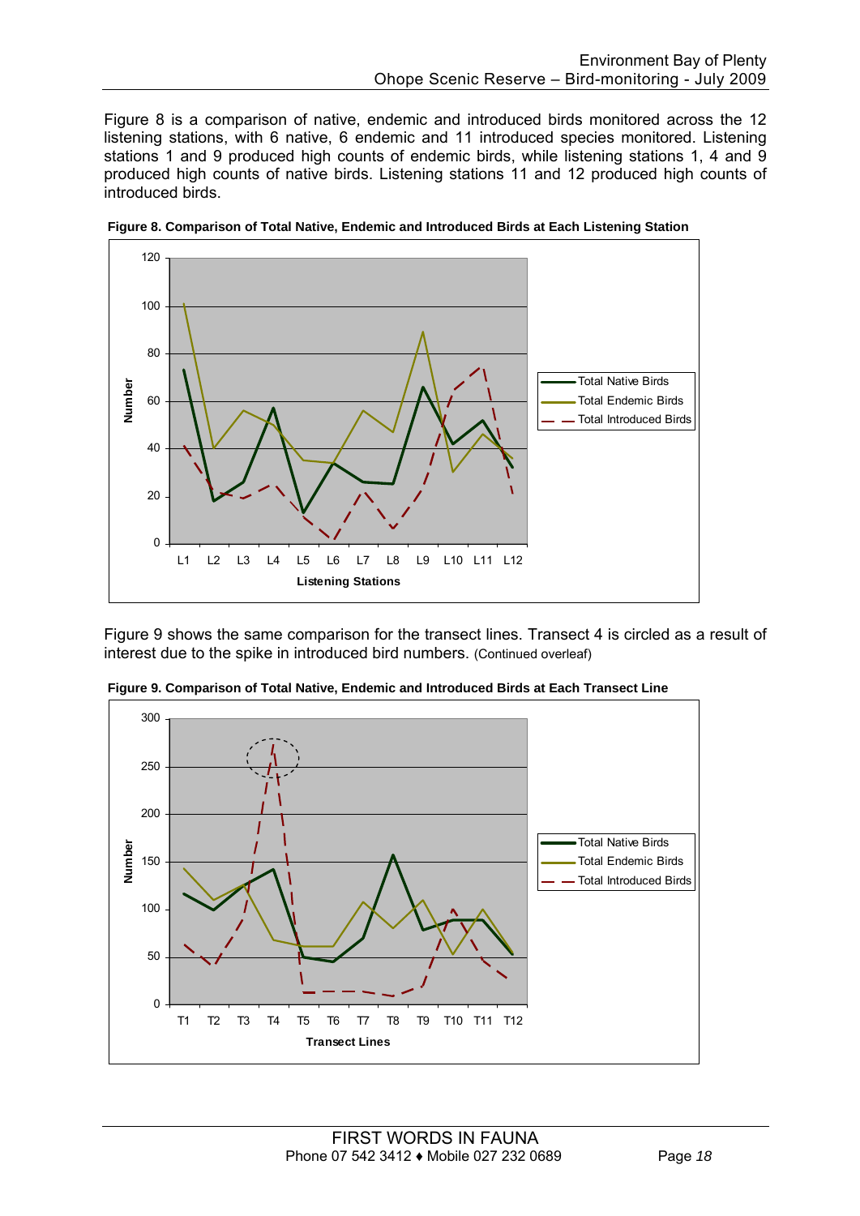Figure 8 is a comparison of native, endemic and introduced birds monitored across the 12 listening stations, with 6 native, 6 endemic and 11 introduced species monitored. Listening stations 1 and 9 produced high counts of endemic birds, while listening stations 1, 4 and 9 produced high counts of native birds. Listening stations 11 and 12 produced high counts of introduced birds.

**Figure 8. Comparison of Total Native, Endemic and Introduced Birds at Each Listening Station**

Figure 9 shows the same comparison for the transect lines. Transect 4 is circled as a result of interest due to the spike in introduced bird numbers. (Continued overleaf)

**Figure 9. Comparison of Total Native, Endemic and Introduced Birds at Each Transect Line**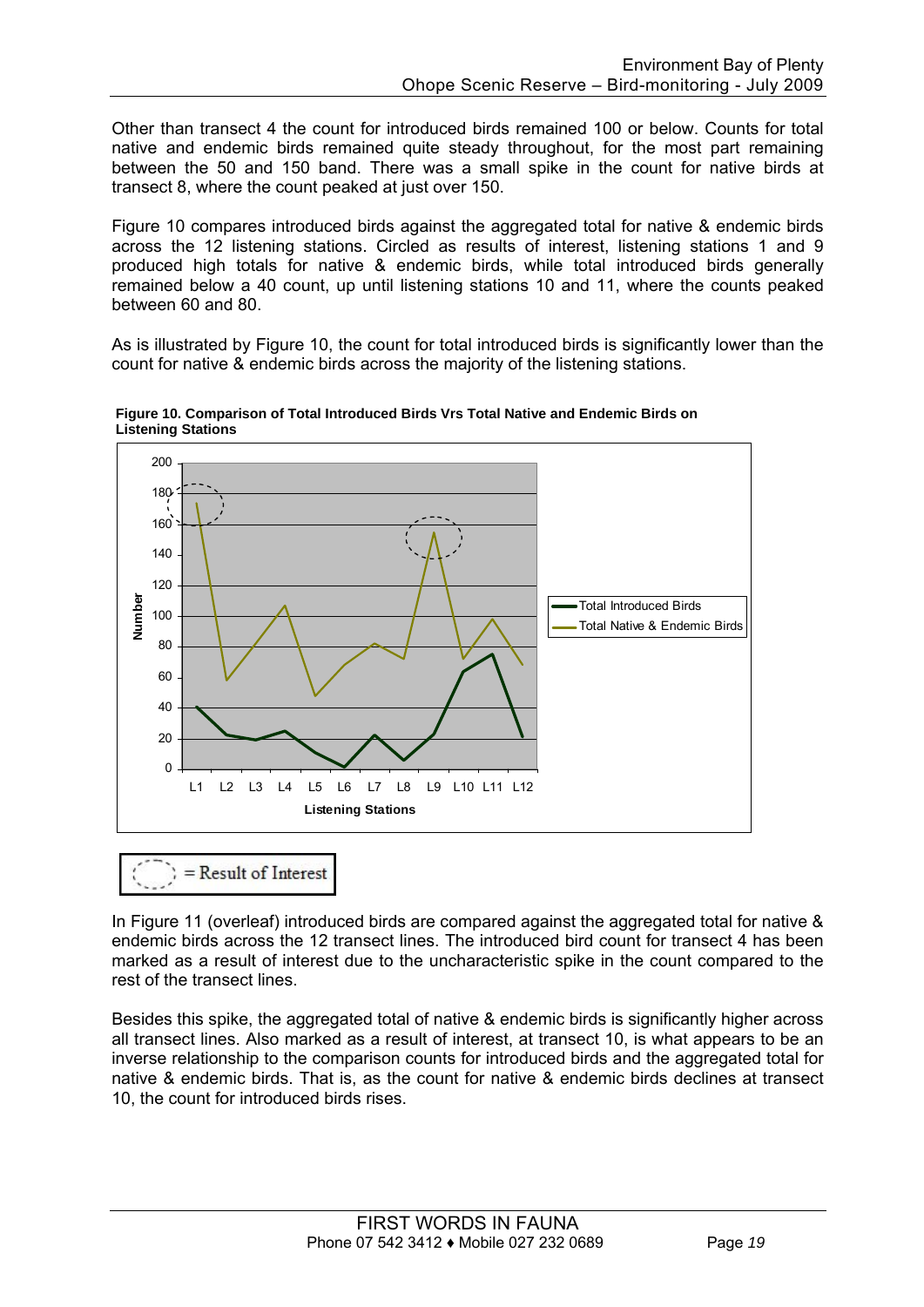Other than transect 4 the count for introduced birds remained 100 or below. Counts for total native and endemic birds remained quite steady throughout, for the most part remaining between the 50 and 150 band. There was a small spike in the count for native birds at transect 8, where the count peaked at just over 150.

Figure 10 compares introduced birds against the aggregated total for native & endemic birds across the 12 listening stations. Circled as results of interest, listening stations 1 and 9 produced high totals for native & endemic birds, while total introduced birds generally remained below a 40 count, up until listening stations 10 and 11, where the counts peaked between 60 and 80.

As is illustrated by Figure 10, the count for total introduced birds is significantly lower than the count for native & endemic birds across the majority of the listening stations.

**Figure 10. Comparison of Total Introduced Birds Vrs Total Native and Endemic Birds on Listening Stations**

= Result of Interest

In Figure 11 (overleaf) introduced birds are compared against the aggregated total for native & endemic birds across the 12 transect lines. The introduced bird count for transect 4 has been marked as a result of interest due to the uncharacteristic spike in the count compared to the rest of the transect lines.

Besides this spike, the aggregated total of native & endemic birds is significantly higher across all transect lines. Also marked as a result of interest, at transect 10, is what appears to be an inverse relationship to the comparison counts for introduced birds and the aggregated total for native & endemic birds. That is, as the count for native & endemic birds declines at transect 10, the count for introduced birds rises.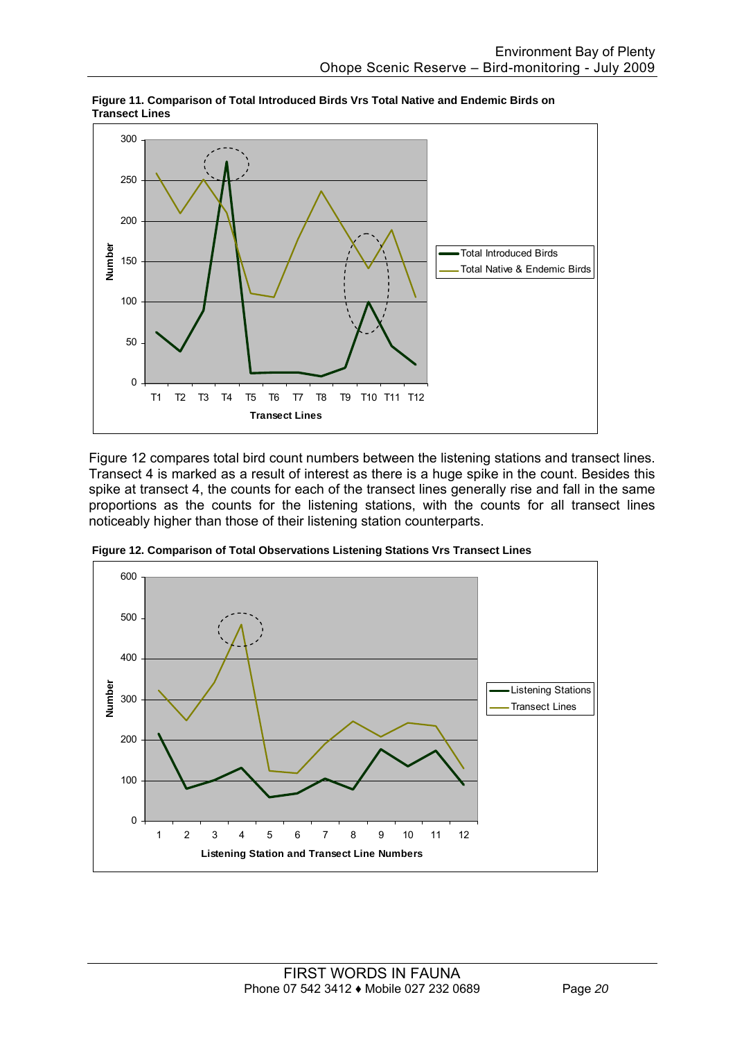**Figure 11. Comparison of Total Introduced Birds Vrs Total Native and Endemic Birds on Transect Lines**

Figure 12 compares total bird count numbers between the listening stations and transect lines. Transect 4 is marked as a result of interest as there is a huge spike in the count. Besides this spike at transect 4, the counts for each of the transect lines generally rise and fall in the same proportions as the counts for the listening stations, with the counts for all transect lines noticeably higher than those of their listening station counterparts.

**Figure 12. Comparison of Total Observations Listening Stations Vrs Transect Lines**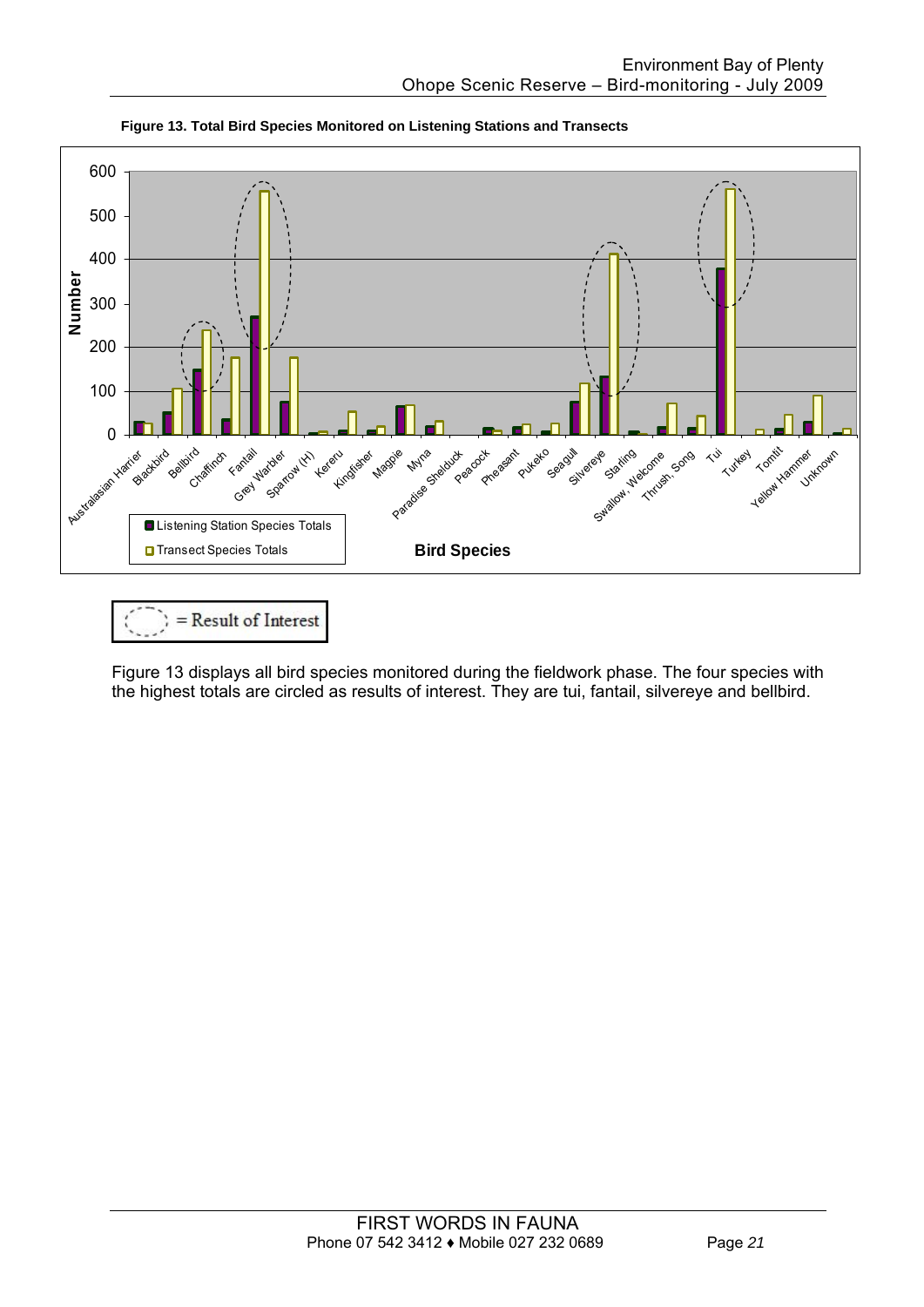**Figure 13. Total Bird Species Monitored on Listening Stations and Transects**

= Result of Interest

Figure 13 displays all bird species monitored during the fieldwork phase. The four species with the highest totals are circled as results of interest. They are tui, fantail, silvereye and bellbird.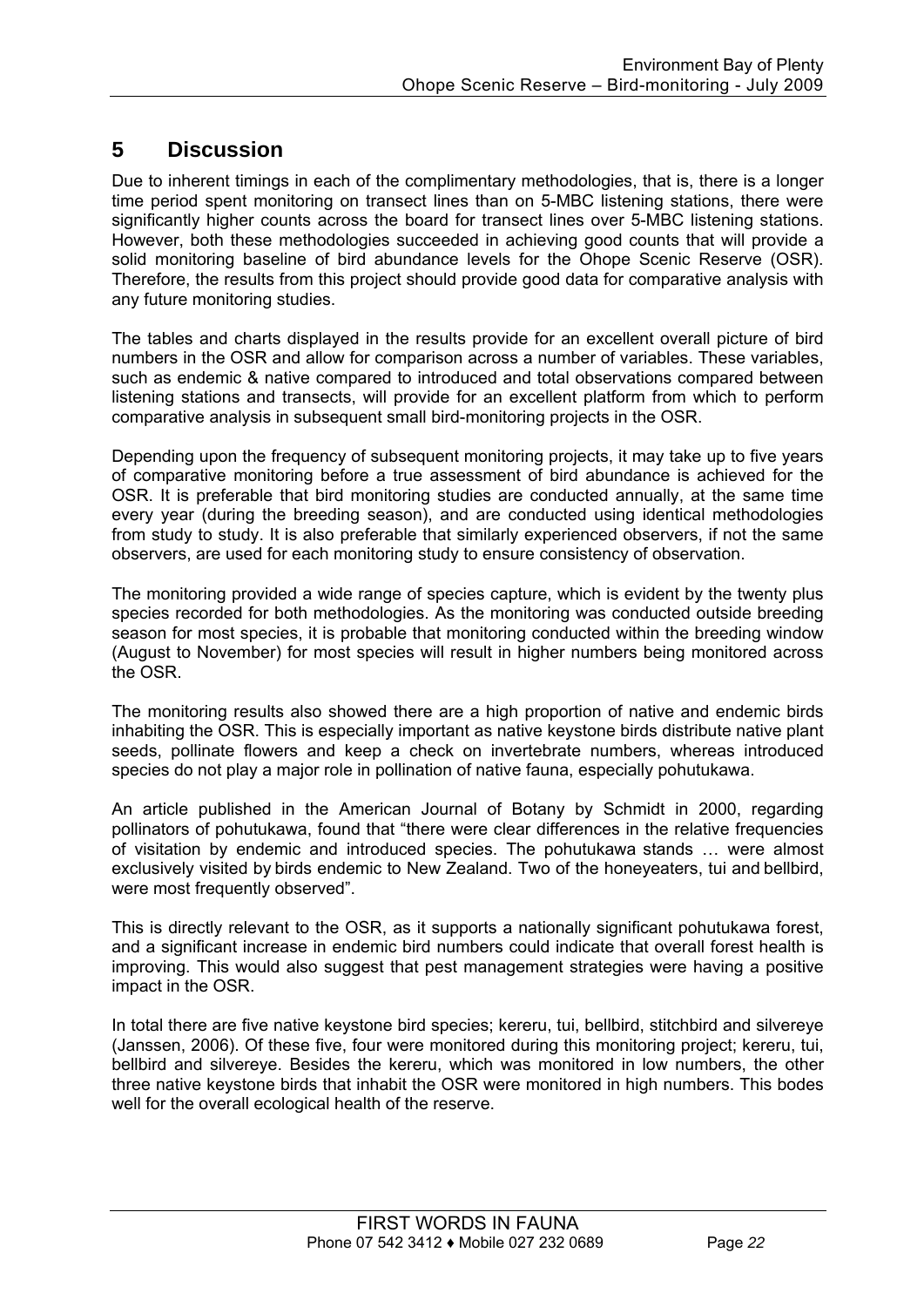# 5 Discussion

Due to inherent timings in each of the complimentary methodologies, that is, there is a longer time period spent monitoring on transect lines than on 5-MBC listening stations, there were significantly higher counts across the board for transect lines over 5-MBC listening stations. However, both these methodologies succeeded in achieving good counts that will provide a solid monitoring baseline of bird abundance levels for the Ohope Scenic Reserve (OSR). Therefore, the results from this project should provide good data for comparative analysis with any future monitoring studies.

The tables and charts displayed in the results provide for an excellent overall picture of bird numbers in the OSR and allow for comparison across a number of variables. These variables, such as endemic & native compared to introduced and total observations compared between listening stations and transects, will provide for an excellent platform from which to perform comparative analysis in subsequent small bird-monitoring projects in the OSR.

Depending upon the frequency of subsequent monitoring projects, it may take up to five years of comparative monitoring before a true assessment of bird abundance is achieved for the OSR. It is preferable that bird monitoring studies are conducted annually, at the same time every year (during the breeding season), and are conducted using identical methodologies from study to study. It is also preferable that similarly experienced observers, if not the same observers, are used for each monitoring study to ensure consistency of observation.

The monitoring provided a wide range of species capture, which is evident by the twenty plus species recorded for both methodologies. As the monitoring was conducted outside breeding season for most species, it is probable that monitoring conducted within the breeding window (August to November) for most species will result in higher numbers being monitored across the OSR.

The monitoring results also showed there are a high proportion of native and endemic birds inhabiting the OSR. This is especially important as native keystone birds distribute native plant seeds, pollinate flowers and keep a check on invertebrate numbers, whereas introduced species do not play a major role in pollination of native fauna, especially pohutukawa.

An article published in the American Journal of Botany by Schmidt in 2000, regarding pollinators of pohutukawa, found that "there were clear differences in the relative frequencies of visitation by endemic and introduced species. The pohutukawa stands … were almost exclusively visited by birds endemic to New Zealand. Two of the honeyeaters, tui and bellbird, were most frequently observed".

This is directly relevant to the OSR, as it supports a nationally significant pohutukawa forest, and a significant increase in endemic bird numbers could indicate that overall forest health is improving. This would also suggest that pest management strategies were having a positive impact in the OSR.

In total there are five native keystone bird species; kereru, tui, bellbird, stitchbird and silvereye (Janssen, 2006). Of these five, four were monitored during this monitoring project; kereru, tui, bellbird and silvereye. Besides the kereru, which was monitored in low numbers, the other three native keystone birds that inhabit the OSR were monitored in high numbers. This bodes well for the overall ecological health of the reserve.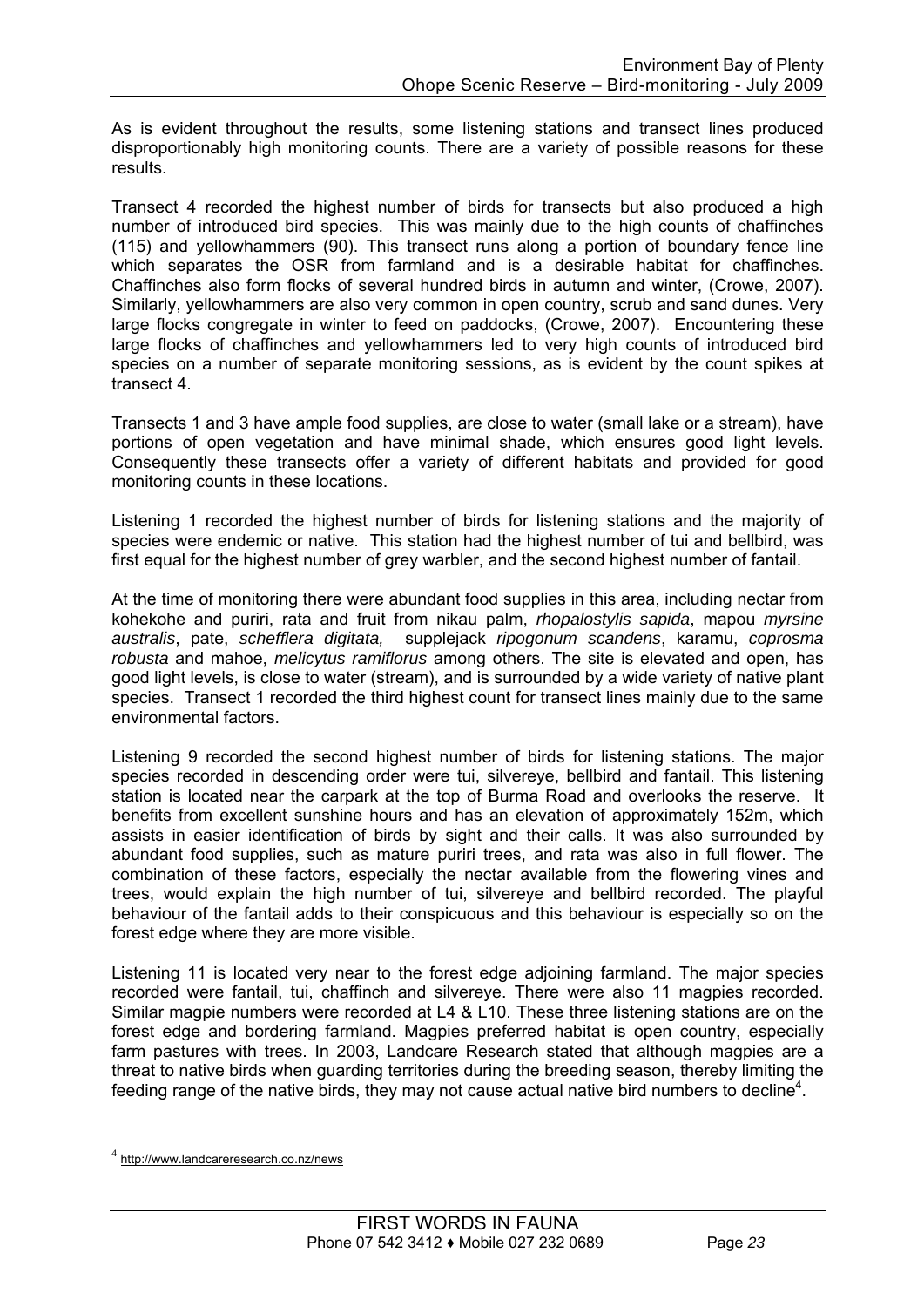As is evident throughout the results, some listening stations and transect lines produced disproportionably high monitoring counts. There are a variety of possible reasons for these results.

Transect 4 recorded the highest number of birds for transects but also produced a high number of introduced bird species. This was mainly due to the high counts of chaffinches (115) and yellowhammers (90). This transect runs along a portion of boundary fence line which separates the OSR from farmland and is a desirable habitat for chaffinches. Chaffinches also form flocks of several hundred birds in autumn and winter, (Crowe, 2007). Similarly, yellowhammers are also very common in open country, scrub and sand dunes. Very large flocks congregate in winter to feed on paddocks, (Crowe, 2007). Encountering these large flocks of chaffinches and yellowhammers led to very high counts of introduced bird species on a number of separate monitoring sessions, as is evident by the count spikes at transect 4.

Transects 1 and 3 have ample food supplies, are close to water (small lake or a stream), have portions of open vegetation and have minimal shade, which ensures good light levels. Consequently these transects offer a variety of different habitats and provided for good monitoring counts in these locations.

Listening 1 recorded the highest number of birds for listening stations and the majority of species were endemic or native. This station had the highest number of tui and bellbird, was first equal for the highest number of grey warbler, and the second highest number of fantail.

At the time of monitoring there were abundant food supplies in this area, including nectar from kohekohe and puriri, rata and fruit from nikau palm, *rhopalostylis sapida*, mapou *myrsine australis*, pate, *schefflera digitata,* supplejack *ripogonum scandens*, karamu, *coprosma robusta* and mahoe, *melicytus ramiflorus* among others. The site is elevated and open, has good light levels, is close to water (stream), and is surrounded by a wide variety of native plant species. Transect 1 recorded the third highest count for transect lines mainly due to the same environmental factors.

Listening 9 recorded the second highest number of birds for listening stations. The major species recorded in descending order were tui, silvereye, bellbird and fantail. This listening station is located near the carpark at the top of Burma Road and overlooks the reserve. It benefits from excellent sunshine hours and has an elevation of approximately 152m, which assists in easier identification of birds by sight and their calls. It was also surrounded by abundant food supplies, such as mature puriri trees, and rata was also in full flower. The combination of these factors, especially the nectar available from the flowering vines and trees, would explain the high number of tui, silvereye and bellbird recorded. The playful behaviour of the fantail adds to their conspicuous and this behaviour is especially so on the forest edge where they are more visible.

Listening 11 is located very near to the forest edge adjoining farmland. The major species recorded were fantail, tui, chaffinch and silvereye. There were also 11 magpies recorded. Similar magpie numbers were recorded at L4 & L10. These three listening stations are on the forest edge and bordering farmland. Magpies preferred habitat is open country, especially farm pastures with trees. In 2003, Landcare Research stated that although magpies are a threat to native birds when guarding territories during the breeding season, thereby limiting the feeding range of the native birds, they may not cause actual native bird numbers to decline[4].

---

[4] http://www.landcareresearch.co.nz/news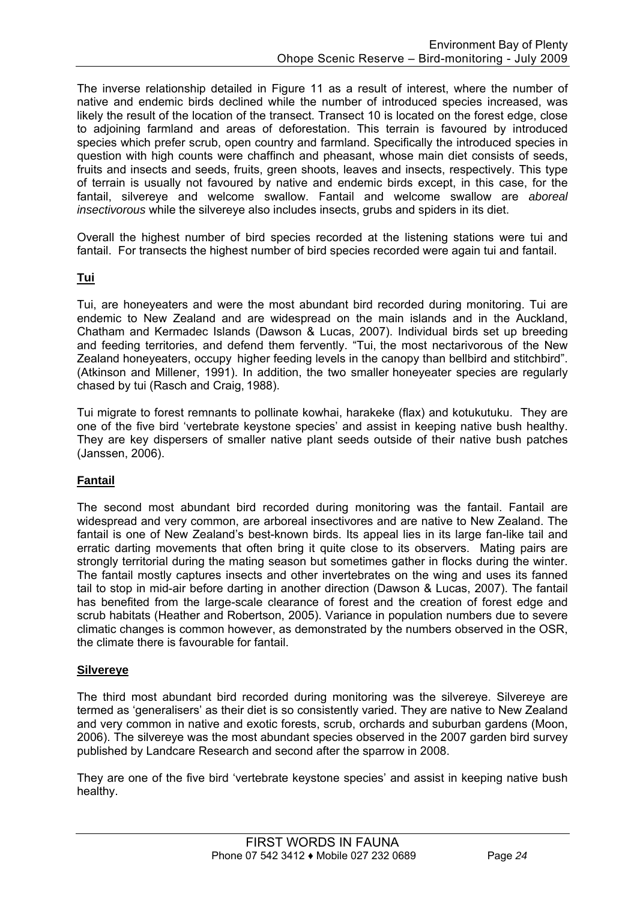The inverse relationship detailed in Figure 11 as a result of interest, where the number of native and endemic birds declined while the number of introduced species increased, was likely the result of the location of the transect. Transect 10 is located on the forest edge, close to adjoining farmland and areas of deforestation. This terrain is favoured by introduced species which prefer scrub, open country and farmland. Specifically the introduced species in question with high counts were chaffinch and pheasant, whose main diet consists of seeds, fruits and insects and seeds, fruits, green shoots, leaves and insects, respectively. This type of terrain is usually not favoured by native and endemic birds except, in this case, for the fantail, silvereye and welcome swallow. Fantail and welcome swallow are *aboreal insectivorous* while the silvereye also includes insects, grubs and spiders in its diet.

Overall the highest number of bird species recorded at the listening stations were tui and fantail. For transects the highest number of bird species recorded were again tui and fantail.

## Tui

Tui, are honeyeaters and were the most abundant bird recorded during monitoring. Tui are endemic to New Zealand and are widespread on the main islands and in the Auckland, Chatham and Kermadec Islands (Dawson & Lucas, 2007). Individual birds set up breeding and feeding territories, and defend them fervently. "Tui, the most nectarivorous of the New Zealand honeyeaters, occupy higher feeding levels in the canopy than bellbird and stitchbird". (Atkinson and Millener, 1991). In addition, the two smaller honeyeater species are regularly chased by tui (Rasch and Craig, 1988).

Tui migrate to forest remnants to pollinate kowhai, harakeke (flax) and kotukutuku. They are one of the five bird 'vertebrate keystone species' and assist in keeping native bush healthy. They are key dispersers of smaller native plant seeds outside of their native bush patches (Janssen, 2006).

## Fantail

The second most abundant bird recorded during monitoring was the fantail. Fantail are widespread and very common, are arboreal insectivores and are native to New Zealand. The fantail is one of New Zealand's best-known birds. Its appeal lies in its large fan-like tail and erratic darting movements that often bring it quite close to its observers. Mating pairs are strongly territorial during the mating season but sometimes gather in flocks during the winter. The fantail mostly captures insects and other invertebrates on the wing and uses its fanned tail to stop in mid-air before darting in another direction (Dawson & Lucas, 2007). The fantail has benefited from the large-scale clearance of forest and the creation of forest edge and scrub habitats (Heather and Robertson, 2005). Variance in population numbers due to severe climatic changes is common however, as demonstrated by the numbers observed in the OSR, the climate there is favourable for fantail.

## Silvereye

The third most abundant bird recorded during monitoring was the silvereye. Silvereye are termed as 'generalisers' as their diet is so consistently varied. They are native to New Zealand and very common in native and exotic forests, scrub, orchards and suburban gardens (Moon, 2006). The silvereye was the most abundant species observed in the 2007 garden bird survey published by Landcare Research and second after the sparrow in 2008.

They are one of the five bird 'vertebrate keystone species' and assist in keeping native bush healthy.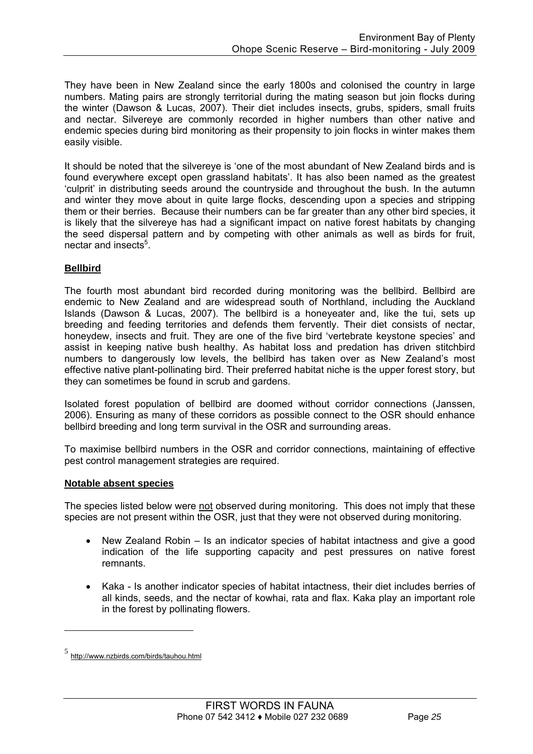They have been in New Zealand since the early 1800s and colonised the country in large numbers. Mating pairs are strongly territorial during the mating season but join flocks during the winter (Dawson & Lucas, 2007). Their diet includes insects, grubs, spiders, small fruits and nectar. Silvereye are commonly recorded in higher numbers than other native and endemic species during bird monitoring as their propensity to join flocks in winter makes them easily visible.

It should be noted that the silvereye is 'one of the most abundant of New Zealand birds and is found everywhere except open grassland habitats'. It has also been named as the greatest 'culprit' in distributing seeds around the countryside and throughout the bush. In the autumn and winter they move about in quite large flocks, descending upon a species and stripping them or their berries. Because their numbers can be far greater than any other bird species, it is likely that the silvereye has had a significant impact on native forest habitats by changing the seed dispersal pattern and by competing with other animals as well as birds for fruit, nectar and insects[5].

**Bellbird**

The fourth most abundant bird recorded during monitoring was the bellbird. Bellbird are endemic to New Zealand and are widespread south of Northland, including the Auckland Islands (Dawson & Lucas, 2007). The bellbird is a honeyeater and, like the tui, sets up breeding and feeding territories and defends them fervently. Their diet consists of nectar, honeydew, insects and fruit. They are one of the five bird 'vertebrate keystone species' and assist in keeping native bush healthy. As habitat loss and predation has driven stitchbird numbers to dangerously low levels, the bellbird has taken over as New Zealand's most effective native plant-pollinating bird. Their preferred habitat niche is the upper forest story, but they can sometimes be found in scrub and gardens.

Isolated forest population of bellbird are doomed without corridor connections (Janssen, 2006). Ensuring as many of these corridors as possible connect to the OSR should enhance bellbird breeding and long term survival in the OSR and surrounding areas.

To maximise bellbird numbers in the OSR and corridor connections, maintaining of effective pest control management strategies are required.

**Notable absent species**

The species listed below were not observed during monitoring. This does not imply that these species are not present within the OSR, just that they were not observed during monitoring.

- New Zealand Robin – Is an indicator species of habitat intactness and give a good indication of the life supporting capacity and pest pressures on native forest remnants.

- Kaka - Is another indicator species of habitat intactness, their diet includes berries of all kinds, seeds, and the nectar of kowhai, rata and flax. Kaka play an important role in the forest by pollinating flowers.

---

[5] http://www.nzbirds.com/birds/tauhou.html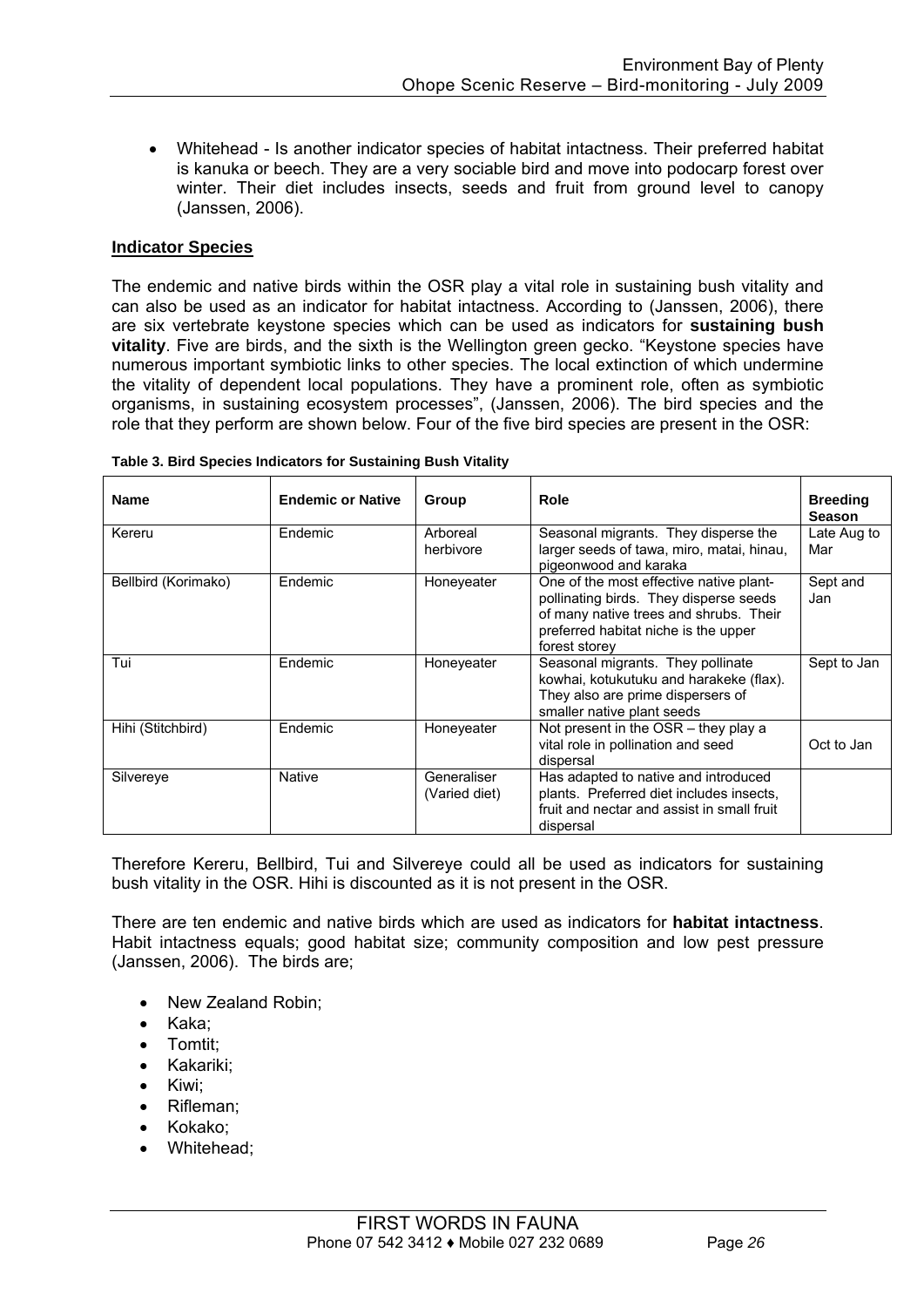- Whitehead - Is another indicator species of habitat intactness. Their preferred habitat is kanuka or beech. They are a very sociable bird and move into podocarp forest over winter. Their diet includes insects, seeds and fruit from ground level to canopy (Janssen, 2006).

**Indicator Species**

The endemic and native birds within the OSR play a vital role in sustaining bush vitality and can also be used as an indicator for habitat intactness. According to (Janssen, 2006), there are six vertebrate keystone species which can be used as indicators for **sustaining bush vitality**. Five are birds, and the sixth is the Wellington green gecko. "Keystone species have numerous important symbiotic links to other species. The local extinction of which undermine the vitality of dependent local populations. They have a prominent role, often as symbiotic organisms, in sustaining ecosystem processes", (Janssen, 2006). The bird species and the role that they perform are shown below. Four of the five bird species are present in the OSR:

**Table 3. Bird Species Indicators for Sustaining Bush Vitality**

| Name | Endemic or Native | Group | Role | Breeding Season |
|---|---|---|---|---|
| Kereru | Endemic | Arboreal herbivore | Seasonal migrants. They disperse the larger seeds of tawa, miro, matai, hinau, pigeonwood and karaka | Late Aug to Mar |
| Bellbird (Korimako) | Endemic | Honeyeater | One of the most effective native plant-pollinating birds. They disperse seeds of many native trees and shrubs. Their preferred habitat niche is the upper forest storey | Sept and Jan |
| Tui | Endemic | Honeyeater | Seasonal migrants. They pollinate kowhai, kotukutuku and harakeke (flax). They also are prime dispersers of smaller native plant seeds | Sept to Jan |
| Hihi (Stitchbird) | Endemic | Honeyeater | Not present in the OSR – they play a vital role in pollination and seed dispersal | Oct to Jan |
| Silvereye | Native | Generaliser (Varied diet) | Has adapted to native and introduced plants. Preferred diet includes insects, fruit and nectar and assist in small fruit dispersal | |

Therefore Kereru, Bellbird, Tui and Silvereye could all be used as indicators for sustaining bush vitality in the OSR. Hihi is discounted as it is not present in the OSR.

There are ten endemic and native birds which are used as indicators for **habitat intactness**. Habit intactness equals; good habitat size; community composition and low pest pressure (Janssen, 2006). The birds are;

- New Zealand Robin;
- Kaka;
- Tomtit;
- Kakariki;
- Kiwi;
- Rifleman;
- Kokako;
- Whitehead;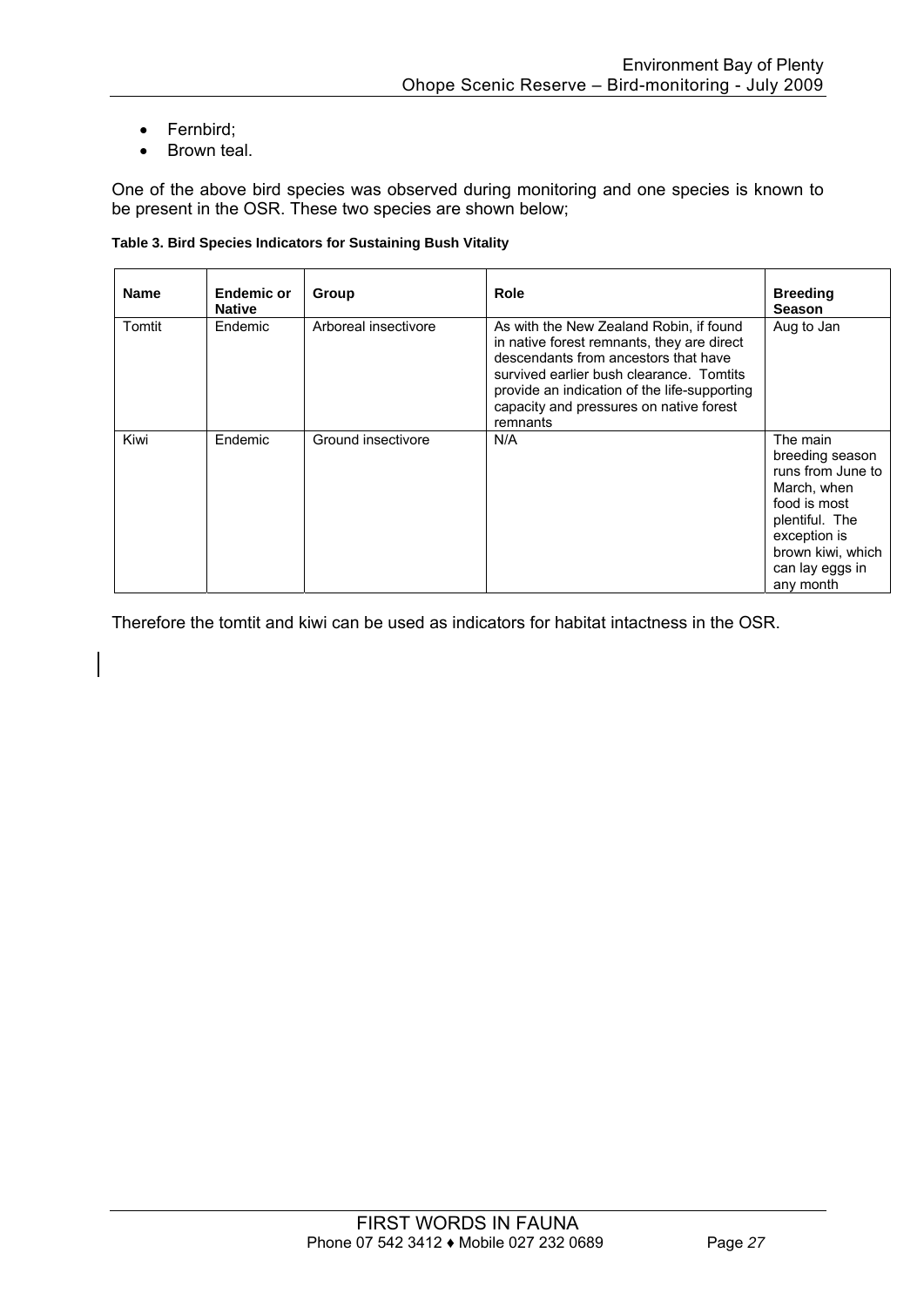- Fernbird;
- Brown teal.

One of the above bird species was observed during monitoring and one species is known to be present in the OSR. These two species are shown below;

**Table 3. Bird Species Indicators for Sustaining Bush Vitality**

| Name | Endemic or Native | Group | Role | Breeding Season |
|---|---|---|---|---|
| Tomtit | Endemic | Arboreal insectivore | As with the New Zealand Robin, if found in native forest remnants, they are direct descendants from ancestors that have survived earlier bush clearance. Tomtits provide an indication of the life-supporting capacity and pressures on native forest remnants | Aug to Jan |
| Kiwi | Endemic | Ground insectivore | N/A | The main breeding season runs from June to March, when food is most plentiful. The exception is brown kiwi, which can lay eggs in any month |

Therefore the tomtit and kiwi can be used as indicators for habitat intactness in the OSR.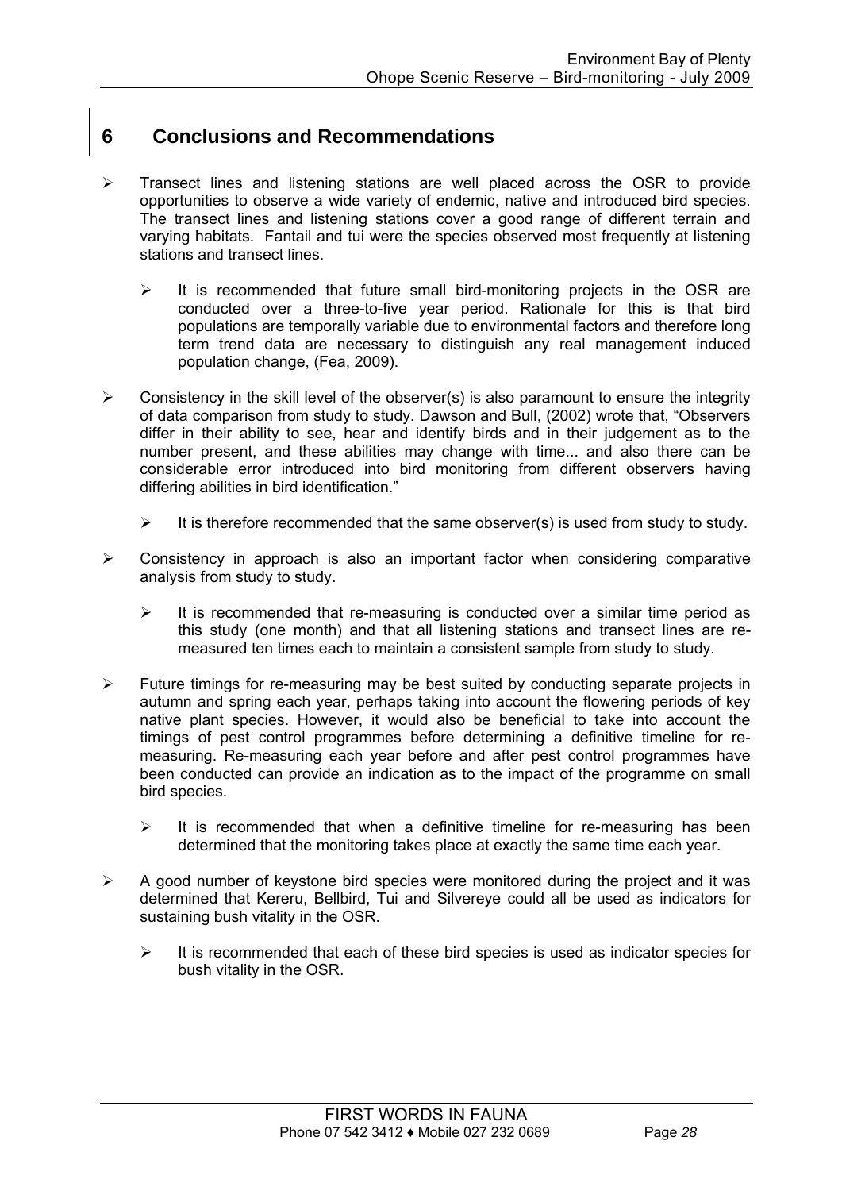# 6 Conclusions and Recommendations

- Transect lines and listening stations are well placed across the OSR to provide opportunities to observe a wide variety of endemic, native and introduced bird species. The transect lines and listening stations cover a good range of different terrain and varying habitats. Fantail and tui were the species observed most frequently at listening stations and transect lines.
  - It is recommended that future small bird-monitoring projects in the OSR are conducted over a three-to-five year period. Rationale for this is that bird populations are temporally variable due to environmental factors and therefore long term trend data are necessary to distinguish any real management induced population change, (Fea, 2009).
- Consistency in the skill level of the observer(s) is also paramount to ensure the integrity of data comparison from study to study. Dawson and Bull, (2002) wrote that, "Observers differ in their ability to see, hear and identify birds and in their judgement as to the number present, and these abilities may change with time... and also there can be considerable error introduced into bird monitoring from different observers having differing abilities in bird identification."
  - It is therefore recommended that the same observer(s) is used from study to study.
- Consistency in approach is also an important factor when considering comparative analysis from study to study.
  - It is recommended that re-measuring is conducted over a similar time period as this study (one month) and that all listening stations and transect lines are re-measured ten times each to maintain a consistent sample from study to study.
- Future timings for re-measuring may be best suited by conducting separate projects in autumn and spring each year, perhaps taking into account the flowering periods of key native plant species. However, it would also be beneficial to take into account the timings of pest control programmes before determining a definitive timeline for re-measuring. Re-measuring each year before and after pest control programmes have been conducted can provide an indication as to the impact of the programme on small bird species.
  - It is recommended that when a definitive timeline for re-measuring has been determined that the monitoring takes place at exactly the same time each year.
- A good number of keystone bird species were monitored during the project and it was determined that Kereru, Bellbird, Tui and Silvereye could all be used as indicators for sustaining bush vitality in the OSR.
  - It is recommended that each of these bird species is used as indicator species for bush vitality in the OSR.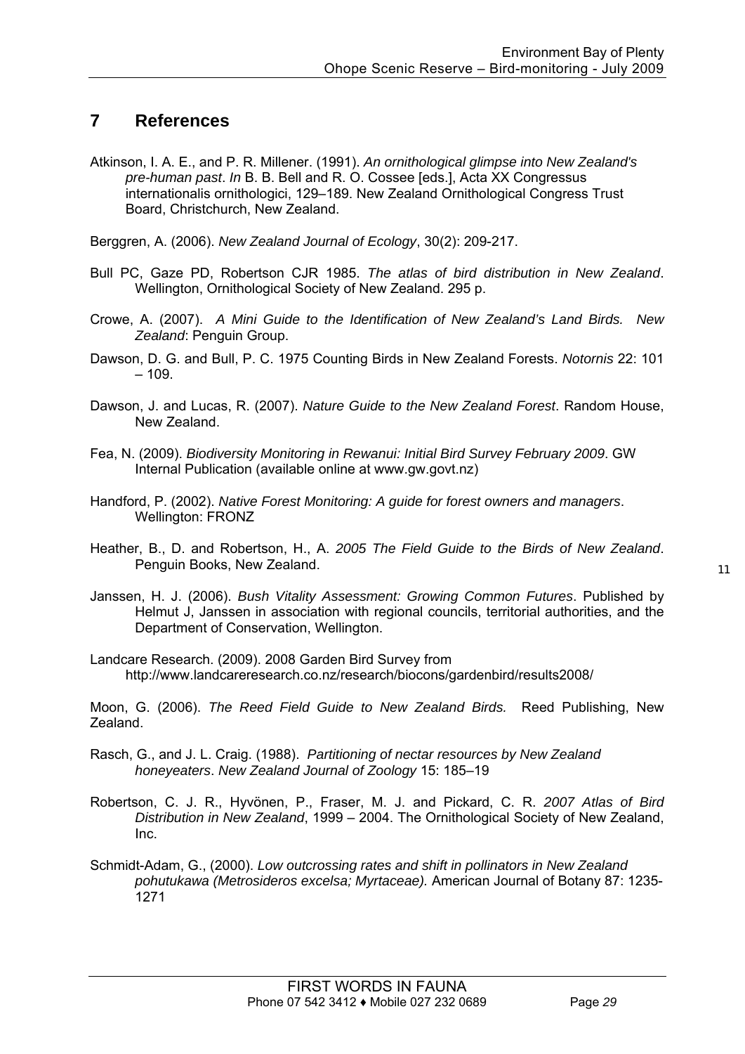## 7 References

Atkinson, I. A. E., and P. R. Millener. (1991). *An ornithological glimpse into New Zealand's pre-human past*. *In* B. B. Bell and R. O. Cossee [eds.], Acta XX Congressus internationalis ornithologici, 129–189. New Zealand Ornithological Congress Trust Board, Christchurch, New Zealand.

Berggren, A. (2006). *New Zealand Journal of Ecology*, 30(2): 209-217.

Bull PC, Gaze PD, Robertson CJR 1985. *The atlas of bird distribution in New Zealand*. Wellington, Ornithological Society of New Zealand. 295 p.

Crowe, A. (2007). *A Mini Guide to the Identification of New Zealand's Land Birds. New Zealand*: Penguin Group.

Dawson, D. G. and Bull, P. C. 1975 Counting Birds in New Zealand Forests. *Notornis* 22: 101 – 109.

Dawson, J. and Lucas, R. (2007). *Nature Guide to the New Zealand Forest*. Random House, New Zealand.

Fea, N. (2009). *Biodiversity Monitoring in Rewanui: Initial Bird Survey February 2009*. GW Internal Publication (available online at www.gw.govt.nz)

Handford, P. (2002). *Native Forest Monitoring: A guide for forest owners and managers*. Wellington: FRONZ

Heather, B., D. and Robertson, H., A. *2005 The Field Guide to the Birds of New Zealand*. Penguin Books, New Zealand.

Janssen, H. J. (2006). *Bush Vitality Assessment: Growing Common Futures*. Published by Helmut J, Janssen in association with regional councils, territorial authorities, and the Department of Conservation, Wellington.

Landcare Research. (2009). 2008 Garden Bird Survey from http://www.landcareresearch.co.nz/research/biocons/gardenbird/results2008/

Moon, G. (2006). *The Reed Field Guide to New Zealand Birds.* Reed Publishing, New Zealand.

Rasch, G., and J. L. Craig. (1988). *Partitioning of nectar resources by New Zealand honeyeaters*. *New Zealand Journal of Zoology* 15: 185–19

Robertson, C. J. R., Hyvönen, P., Fraser, M. J. and Pickard, C. R. *2007 Atlas of Bird Distribution in New Zealand*, 1999 – 2004. The Ornithological Society of New Zealand, Inc.

Schmidt-Adam, G., (2000). *Low outcrossing rates and shift in pollinators in New Zealand pohutukawa (Metrosideros excelsa; Myrtaceae).* American Journal of Botany 87: 1235-1271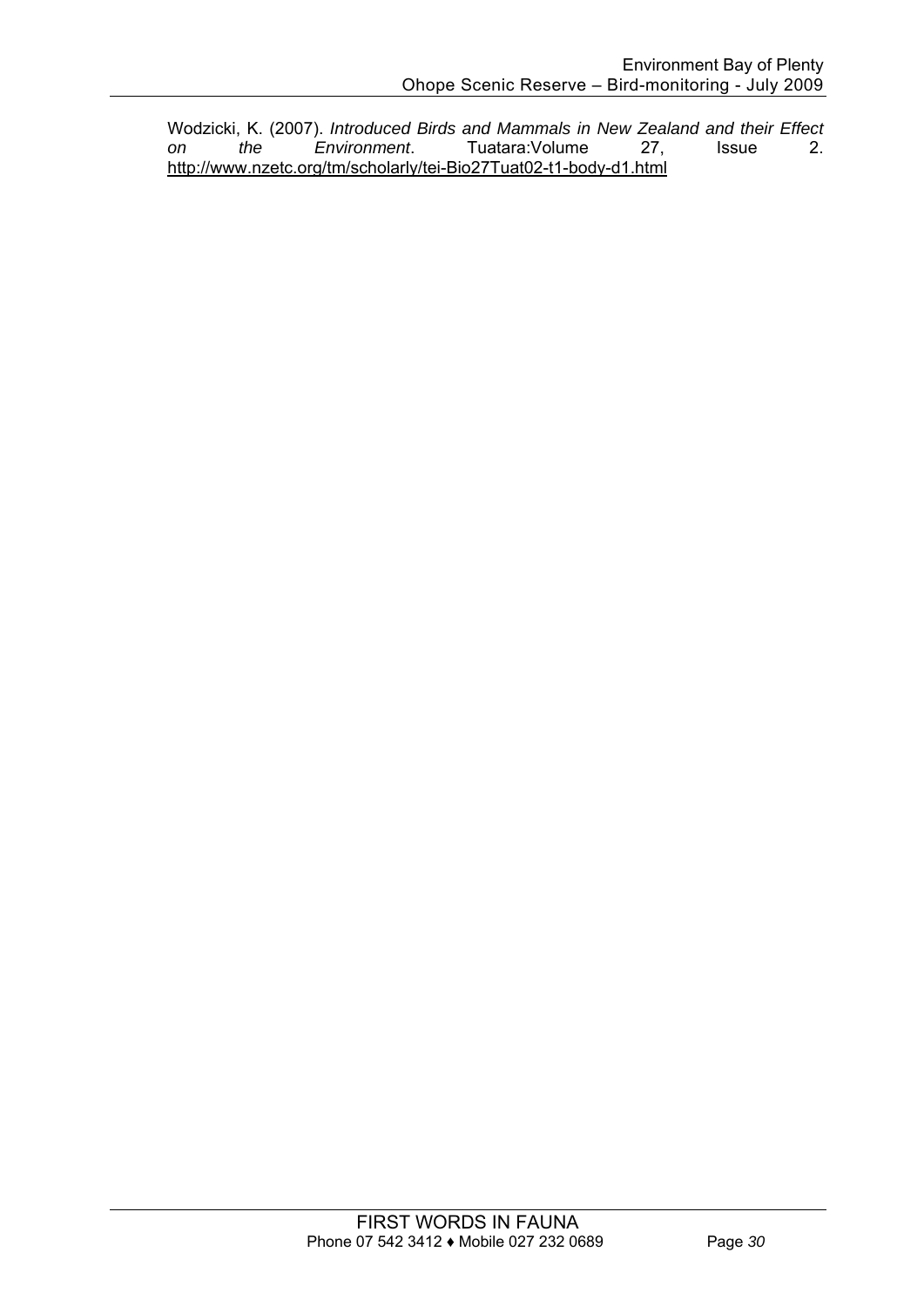Wodzicki, K. (2007). *Introduced Birds and Mammals in New Zealand and their Effect on the Environment*. Tuatara:Volume 27, Issue 2. http://www.nzetc.org/tm/scholarly/tei-Bio27Tuat02-t1-body-d1.html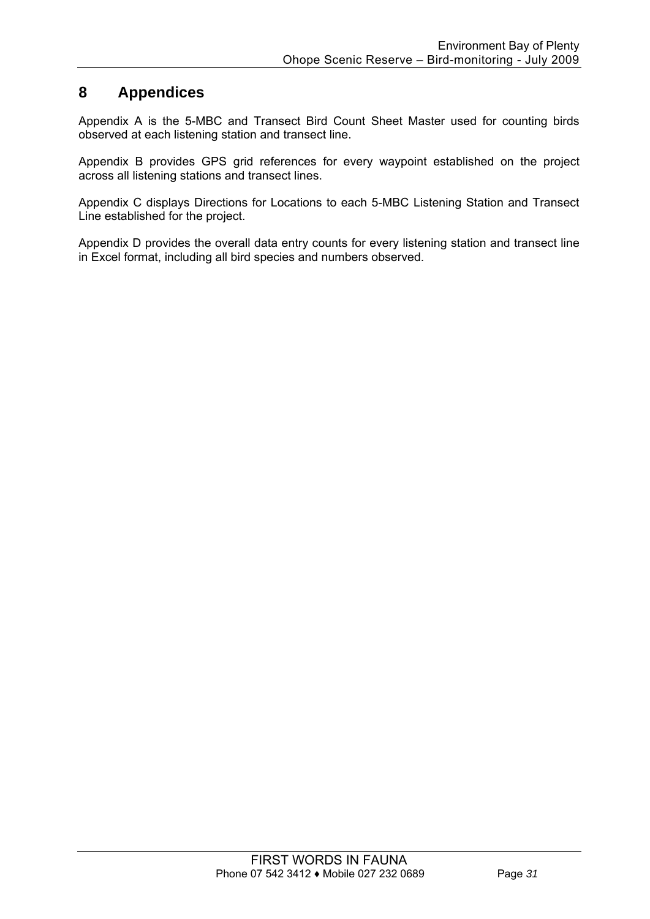# 8 Appendices

Appendix A is the 5-MBC and Transect Bird Count Sheet Master used for counting birds observed at each listening station and transect line.

Appendix B provides GPS grid references for every waypoint established on the project across all listening stations and transect lines.

Appendix C displays Directions for Locations to each 5-MBC Listening Station and Transect Line established for the project.

Appendix D provides the overall data entry counts for every listening station and transect line in Excel format, including all bird species and numbers observed.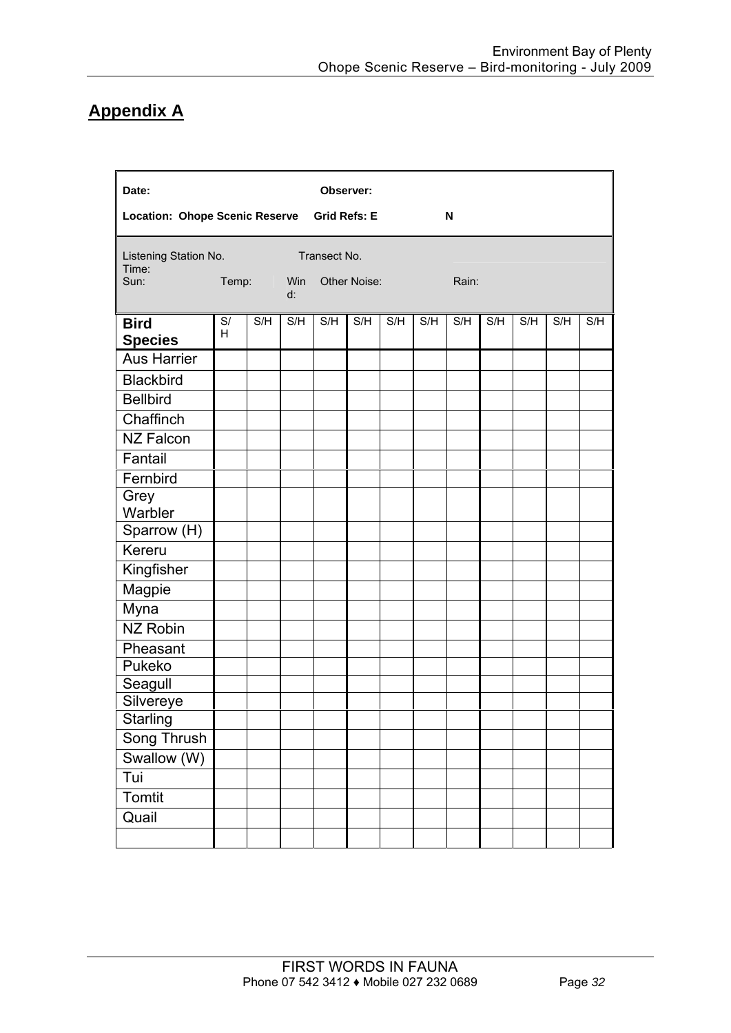## Appendix A

**Date:** **Observer:**

**Location: Ohope Scenic Reserve** **Grid Refs: E** **N**

Listening Station No. Transect No.
Time:
Sun: Temp: Wind: Other Noise: Rain:

| Bird Species | S/H | S/H | S/H | S/H | S/H | S/H | S/H | S/H | S/H | S/H | S/H | S/H |
|---|---|---|---|---|---|---|---|---|---|---|---|---|
| Aus Harrier | | | | | | | | | | | | |
| Blackbird | | | | | | | | | | | | |
| Bellbird | | | | | | | | | | | | |
| Chaffinch | | | | | | | | | | | | |
| NZ Falcon | | | | | | | | | | | | |
| Fantail | | | | | | | | | | | | |
| Fernbird | | | | | | | | | | | | |
| Grey Warbler | | | | | | | | | | | | |
| Sparrow (H) | | | | | | | | | | | | |
| Kereru | | | | | | | | | | | | |
| Kingfisher | | | | | | | | | | | | |
| Magpie | | | | | | | | | | | | |
| Myna | | | | | | | | | | | | |
| NZ Robin | | | | | | | | | | | | |
| Pheasant | | | | | | | | | | | | |
| Pukeko | | | | | | | | | | | | |
| Seagull | | | | | | | | | | | | |
| Silvereye | | | | | | | | | | | | |
| Starling | | | | | | | | | | | | |
| Song Thrush | | | | | | | | | | | | |
| Swallow (W) | | | | | | | | | | | | |
| Tui | | | | | | | | | | | | |
| Tomtit | | | | | | | | | | | | |
| Quail | | | | | | | | | | | | |
| | | | | | | | | | | | | |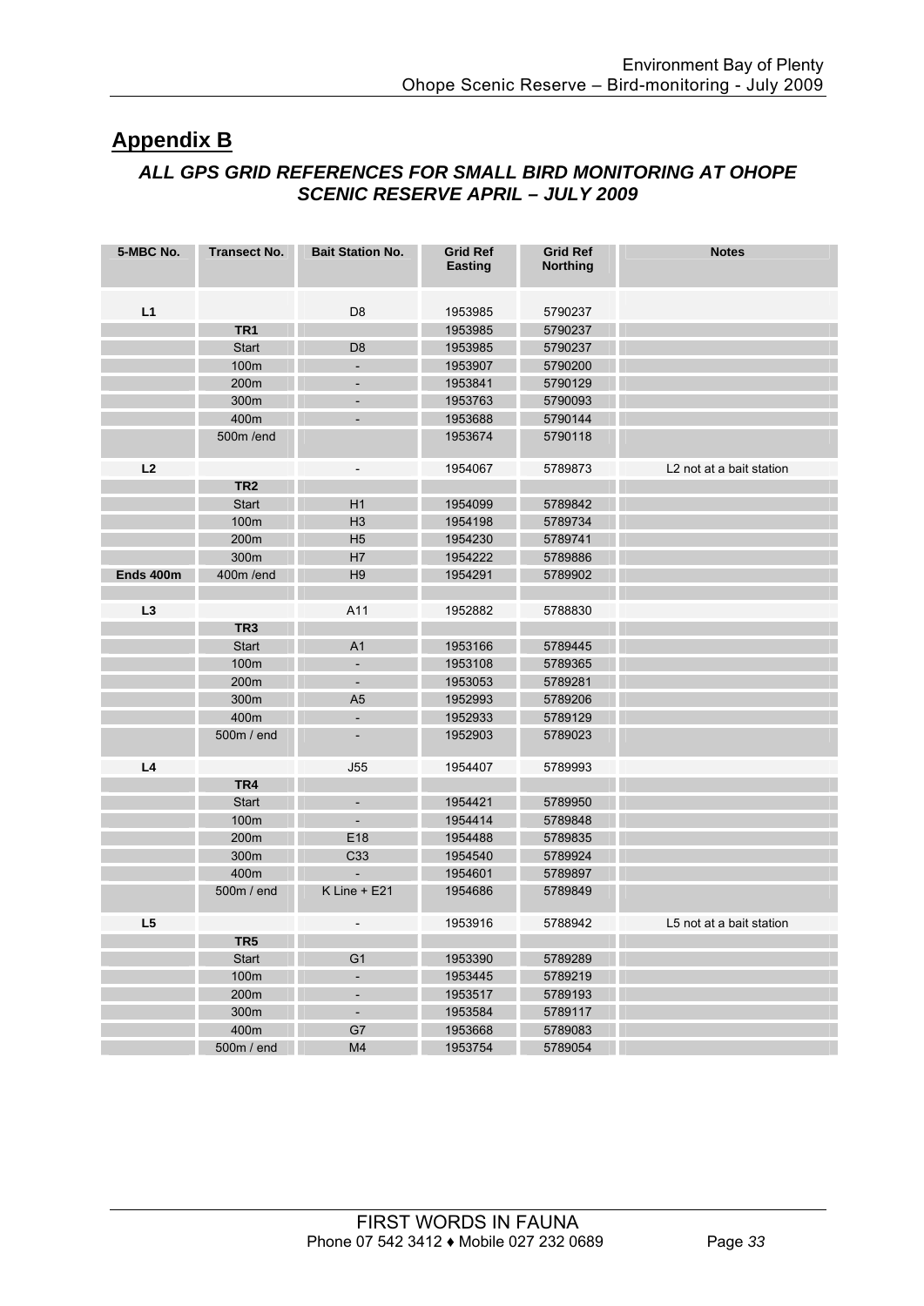## Appendix B

### *ALL GPS GRID REFERENCES FOR SMALL BIRD MONITORING AT OHOPE SCENIC RESERVE APRIL – JULY 2009*

| 5-MBC No. | Transect No. | Bait Station No. | Grid Ref Easting | Grid Ref Northing | Notes |
|---|---|---|---|---|---|
| **L1** | | D8 | 1953985 | 5790237 | |
| | **TR1** | | 1953985 | 5790237 | |
| | Start | D8 | 1953985 | 5790237 | |
| | 100m | - | 1953907 | 5790200 | |
| | 200m | - | 1953841 | 5790129 | |
| | 300m | - | 1953763 | 5790093 | |
| | 400m | - | 1953688 | 5790144 | |
| | 500m /end | | 1953674 | 5790118 | |
| **L2** | | - | 1954067 | 5789873 | L2 not at a bait station |
| | **TR2** | | | | |
| | Start | H1 | 1954099 | 5789842 | |
| | 100m | H3 | 1954198 | 5789734 | |
| | 200m | H5 | 1954230 | 5789741 | |
| | 300m | H7 | 1954222 | 5789886 | |
| **Ends 400m** | 400m /end | H9 | 1954291 | 5789902 | |
| | | | | | |
| **L3** | | A11 | 1952882 | 5788830 | |
| | **TR3** | | | | |
| | Start | A1 | 1953166 | 5789445 | |
| | 100m | - | 1953108 | 5789365 | |
| | 200m | - | 1953053 | 5789281 | |
| | 300m | A5 | 1952993 | 5789206 | |
| | 400m | - | 1952933 | 5789129 | |
| | 500m / end | - | 1952903 | 5789023 | |
| **L4** | | J55 | 1954407 | 5789993 | |
| | **TR4** | | | | |
| | Start | - | 1954421 | 5789950 | |
| | 100m | - | 1954414 | 5789848 | |
| | 200m | E18 | 1954488 | 5789835 | |
| | 300m | C33 | 1954540 | 5789924 | |
| | 400m | - | 1954601 | 5789897 | |
| | 500m / end | K Line + E21 | 1954686 | 5789849 | |
| **L5** | | - | 1953916 | 5788942 | L5 not at a bait station |
| | **TR5** | | | | |
| | Start | G1 | 1953390 | 5789289 | |
| | 100m | - | 1953445 | 5789219 | |
| | 200m | - | 1953517 | 5789193 | |
| | 300m | - | 1953584 | 5789117 | |
| | 400m | G7 | 1953668 | 5789083 | |
| | 500m / end | M4 | 1953754 | 5789054 | |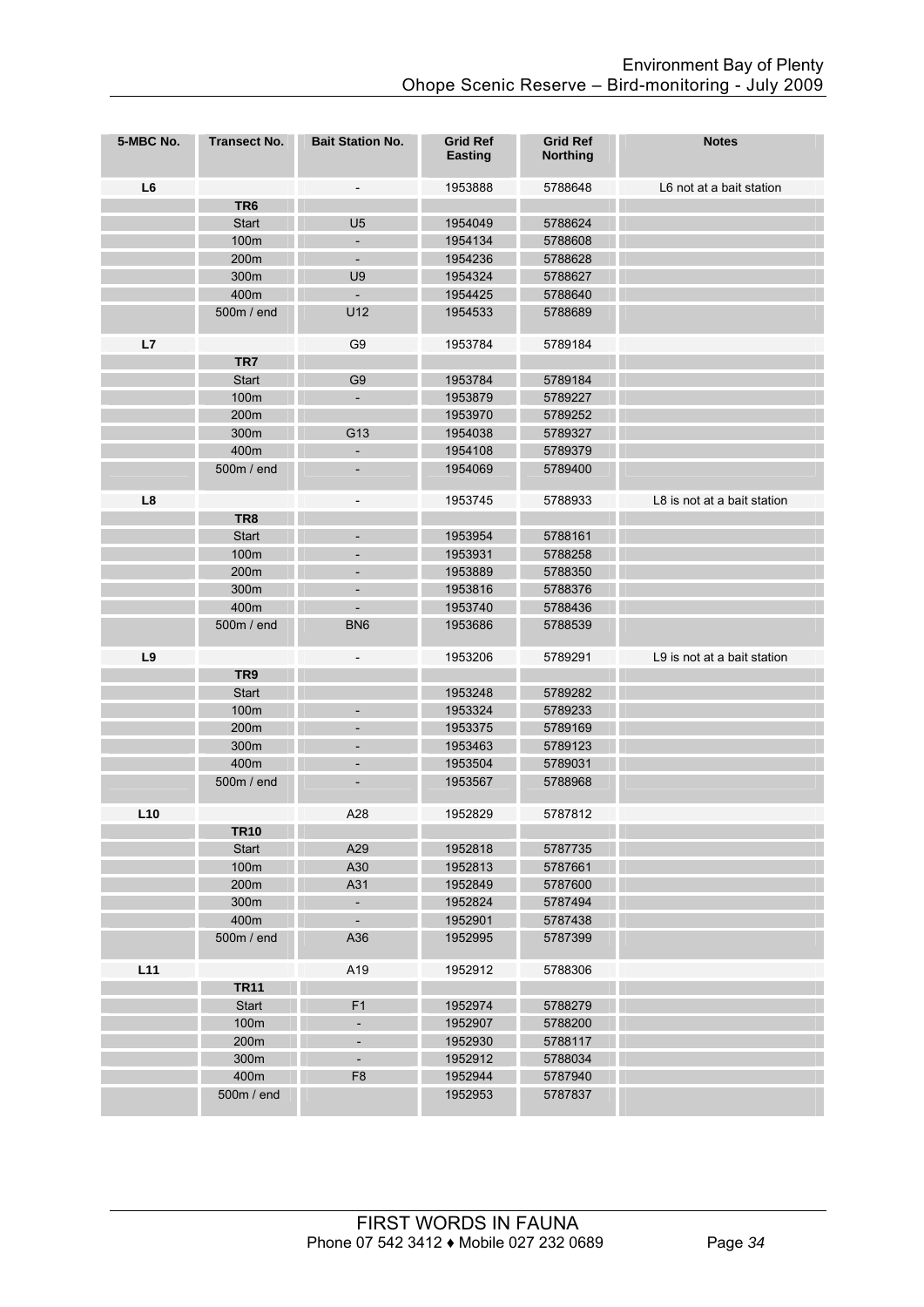| 5-MBC No. | Transect No. | Bait Station No. | Grid Ref Easting | Grid Ref Northing | Notes |
|---|---|---|---|---|---|
| **L6** | | - | 1953888 | 5788648 | L6 not at a bait station |
| | **TR6** | | | | |
| | Start | U5 | 1954049 | 5788624 | |
| | 100m | - | 1954134 | 5788608 | |
| | 200m | - | 1954236 | 5788628 | |
| | 300m | U9 | 1954324 | 5788627 | |
| | 400m | - | 1954425 | 5788640 | |
| | 500m / end | U12 | 1954533 | 5788689 | |
| **L7** | | G9 | 1953784 | 5789184 | |
| | **TR7** | | | | |
| | Start | G9 | 1953784 | 5789184 | |
| | 100m | - | 1953879 | 5789227 | |
| | 200m | | 1953970 | 5789252 | |
| | 300m | G13 | 1954038 | 5789327 | |
| | 400m | - | 1954108 | 5789379 | |
| | 500m / end | - | 1954069 | 5789400 | |
| **L8** | | - | 1953745 | 5788933 | L8 is not at a bait station |
| | **TR8** | | | | |
| | Start | - | 1953954 | 5788161 | |
| | 100m | - | 1953931 | 5788258 | |
| | 200m | - | 1953889 | 5788350 | |
| | 300m | - | 1953816 | 5788376 | |
| | 400m | - | 1953740 | 5788436 | |
| | 500m / end | BN6 | 1953686 | 5788539 | |
| **L9** | | - | 1953206 | 5789291 | L9 is not at a bait station |
| | **TR9** | | | | |
| | Start | | 1953248 | 5789282 | |
| | 100m | - | 1953324 | 5789233 | |
| | 200m | - | 1953375 | 5789169 | |
| | 300m | - | 1953463 | 5789123 | |
| | 400m | - | 1953504 | 5789031 | |
| | 500m / end | - | 1953567 | 5788968 | |
| **L10** | | A28 | 1952829 | 5787812 | |
| | **TR10** | | | | |
| | Start | A29 | 1952818 | 5787735 | |
| | 100m | A30 | 1952813 | 5787661 | |
| | 200m | A31 | 1952849 | 5787600 | |
| | 300m | - | 1952824 | 5787494 | |
| | 400m | - | 1952901 | 5787438 | |
| | 500m / end | A36 | 1952995 | 5787399 | |
| **L11** | | A19 | 1952912 | 5788306 | |
| | **TR11** | | | | |
| | Start | F1 | 1952974 | 5788279 | |
| | 100m | - | 1952907 | 5788200 | |
| | 200m | - | 1952930 | 5788117 | |
| | 300m | - | 1952912 | 5788034 | |
| | 400m | F8 | 1952944 | 5787940 | |
| | 500m / end | | 1952953 | 5787837 | |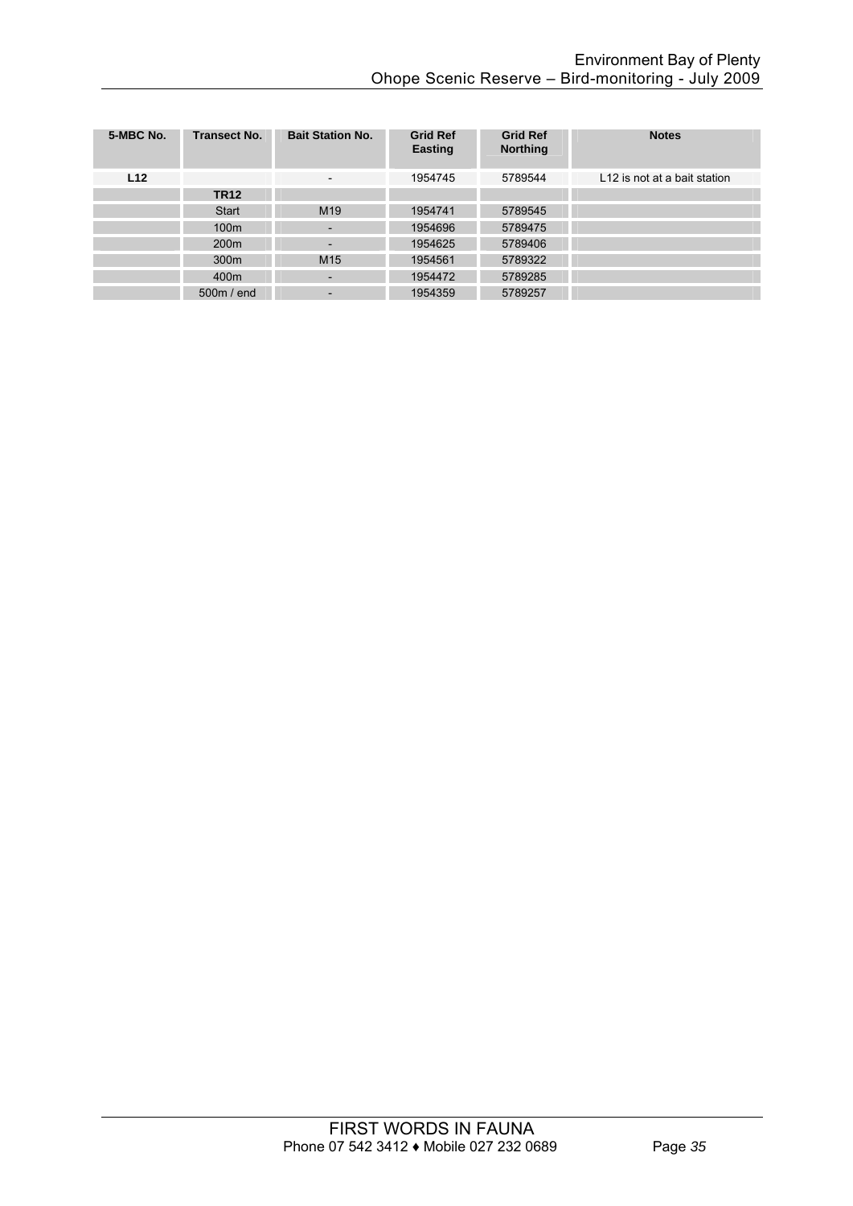| 5-MBC No. | Transect No. | Bait Station No. | Grid Ref Easting | Grid Ref Northing | Notes |
|---|---|---|---|---|---|
| **L12** | | - | 1954745 | 5789544 | L12 is not at a bait station |
| | **TR12** | | | | |
| | Start | M19 | 1954741 | 5789545 | |
| | 100m | - | 1954696 | 5789475 | |
| | 200m | - | 1954625 | 5789406 | |
| | 300m | M15 | 1954561 | 5789322 | |
| | 400m | - | 1954472 | 5789285 | |
| | 500m / end | - | 1954359 | 5789257 | |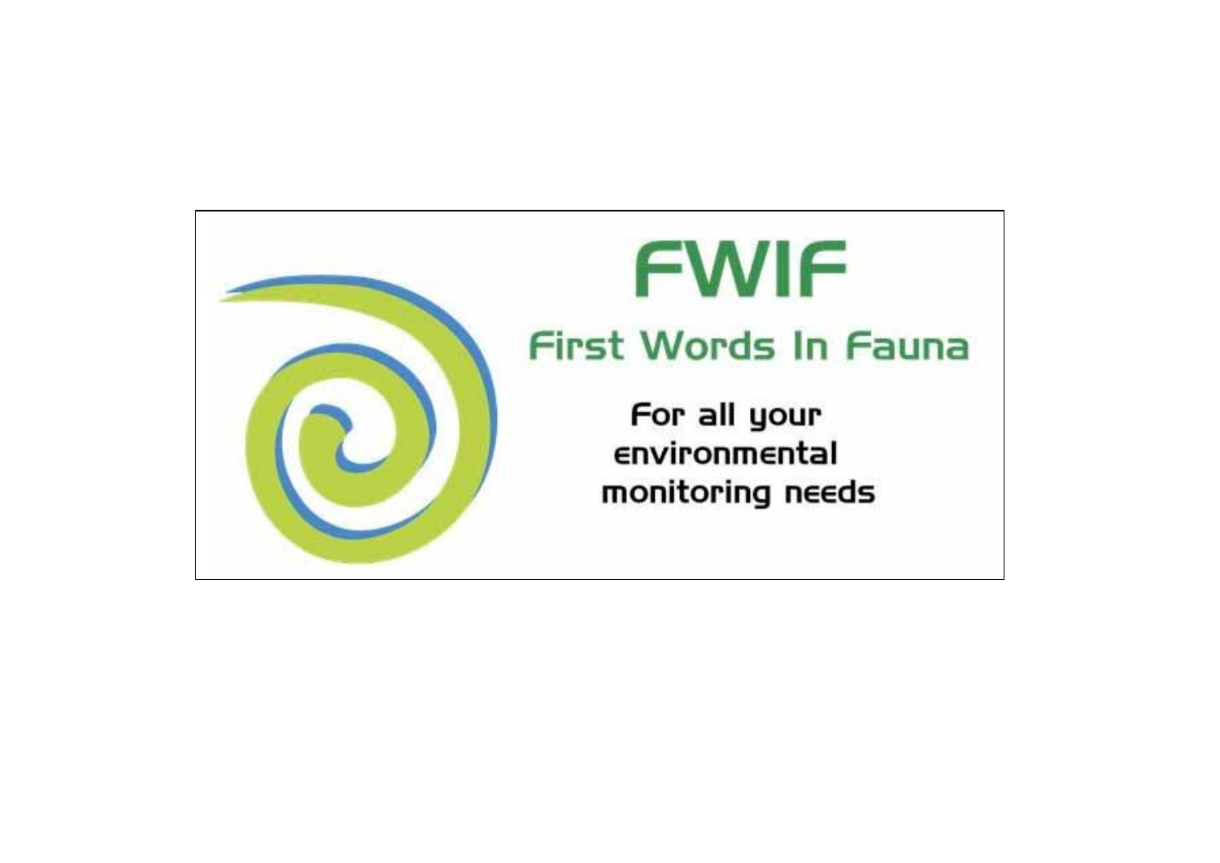# FWIF

## First Words In Fauna

For all your
environmental
monitoring needs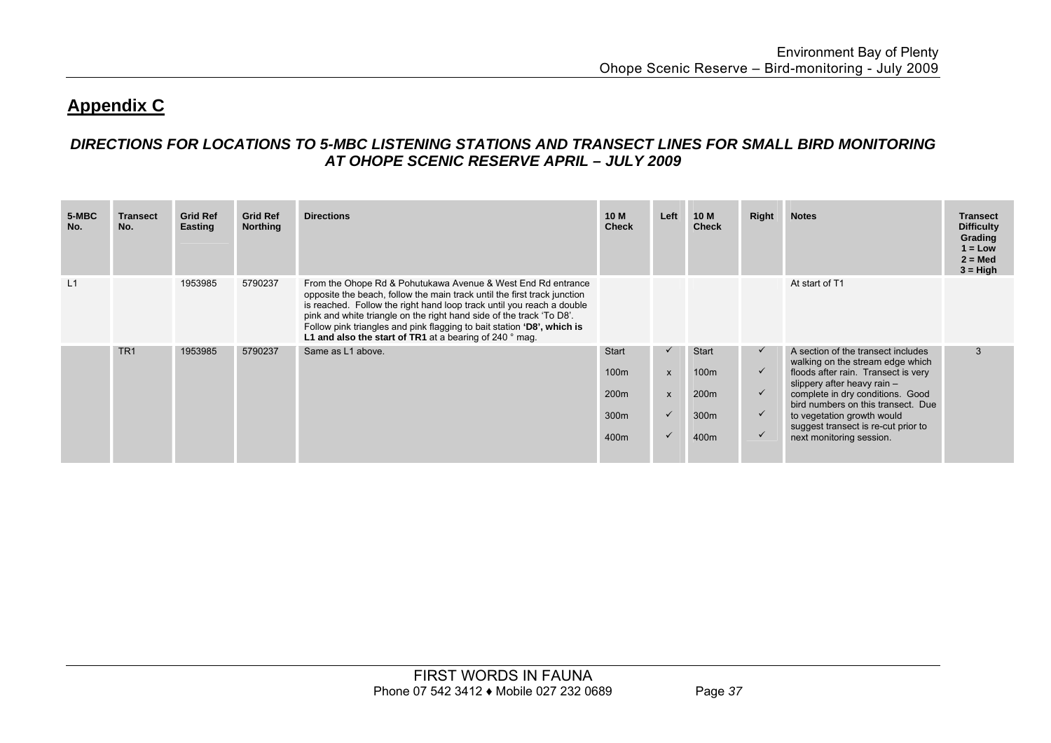## Appendix C

### *DIRECTIONS FOR LOCATIONS TO 5-MBC LISTENING STATIONS AND TRANSECT LINES FOR SMALL BIRD MONITORING AT OHOPE SCENIC RESERVE APRIL – JULY 2009*

| 5-MBC No. | Transect No. | Grid Ref Easting | Grid Ref Northing | Directions | 10 M Check | Left | 10 M Check | Right | Notes | Transect Difficulty Grading 1 = Low 2 = Med 3 = High |
|---|---|---|---|---|---|---|---|---|---|---|
| L1 | | 1953985 | 5790237 | From the Ohope Rd & Pohutukawa Avenue & West End Rd entrance opposite the beach, follow the main track until the first track junction is reached. Follow the right hand loop track until you reach a double pink and white triangle on the right hand side of the track 'To D8'. Follow pink triangles and pink flagging to bait station **'D8', which is L1 and also the start of TR1** at a bearing of 240 ° mag. | | | | | At start of T1 | |
| | TR1 | 1953985 | 5790237 | Same as L1 above. | Start<br>100m<br>200m<br>300m<br>400m | ✓<br>x<br>x<br>✓<br>✓ | Start<br>100m<br>200m<br>300m<br>400m | ✓<br>✓<br>✓<br>✓<br>✓ | A section of the transect includes walking on the stream edge which floods after rain. Transect is very slippery after heavy rain – complete in dry conditions. Good bird numbers on this transect. Due to vegetation growth would suggest transect is re-cut prior to next monitoring session. | 3 |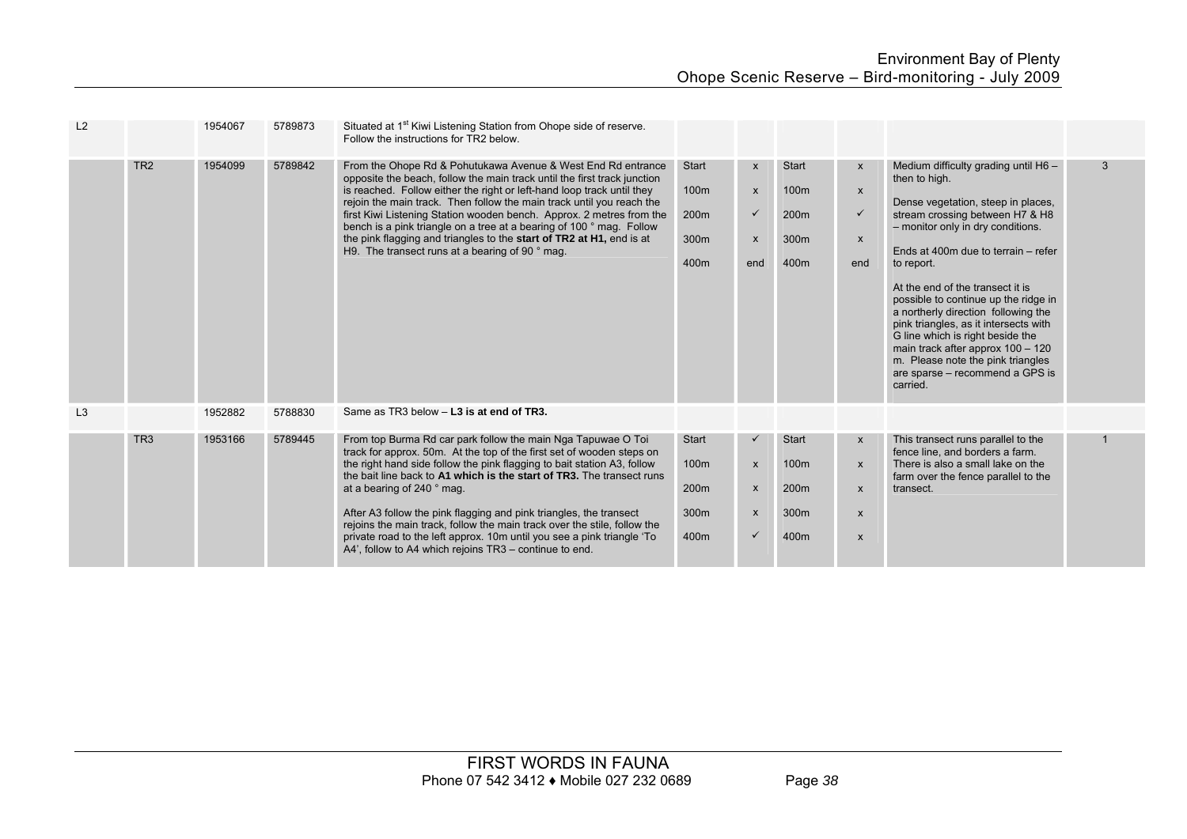| L2 | | 1954067 | 5789873 | Situated at 1st Kiwi Listening Station from Ohope side of reserve. Follow the instructions for TR2 below. | | | | | | |
|---|---|---|---|---|---|---|---|---|---|---|
| | TR2 | 1954099 | 5789842 | From the Ohope Rd & Pohutukawa Avenue & West End Rd entrance opposite the beach, follow the main track until the first track junction is reached. Follow either the right or left-hand loop track until they rejoin the main track. Then follow the main track until you reach the first Kiwi Listening Station wooden bench. Approx. 2 metres from the bench is a pink triangle on a tree at a bearing of 100 ° mag. Follow the pink flagging and triangles to the **start of TR2 at H1,** end is at H9. The transect runs at a bearing of 90 ° mag. | Start<br>100m<br>200m<br>300m<br>400m | x<br>x<br>✓<br>x<br>end | Start<br>100m<br>200m<br>300m<br>400m | x<br>x<br>✓<br>x<br>end | Medium difficulty grading until H6 – then to high.<br><br>Dense vegetation, steep in places, stream crossing between H7 & H8 – monitor only in dry conditions.<br><br>Ends at 400m due to terrain – refer to report.<br><br>At the end of the transect it is possible to continue up the ridge in a northerly direction following the pink triangles, as it intersects with G line which is right beside the main track after approx 100 – 120 m. Please note the pink triangles are sparse – recommend a GPS is carried. | 3 |
| L3 | | 1952882 | 5788830 | Same as TR3 below – **L3 is at end of TR3.** | | | | | | |
| | TR3 | 1953166 | 5789445 | From top Burma Rd car park follow the main Nga Tapuwae O Toi track for approx. 50m. At the top of the first set of wooden steps on the right hand side follow the pink flagging to bait station A3, follow the bait line back to **A1 which is the start of TR3.** The transect runs at a bearing of 240 ° mag.<br><br>After A3 follow the pink flagging and pink triangles, the transect rejoins the main track, follow the main track over the stile, follow the private road to the left approx. 10m until you see a pink triangle 'To A4', follow to A4 which rejoins TR3 – continue to end. | Start<br>100m<br>200m<br>300m<br>400m | ✓<br>x<br>x<br>x<br>✓ | Start<br>100m<br>200m<br>300m<br>400m | x<br>x<br>x<br>x<br>x | This transect runs parallel to the fence line, and borders a farm. There is also a small lake on the farm over the fence parallel to the transect. | 1 |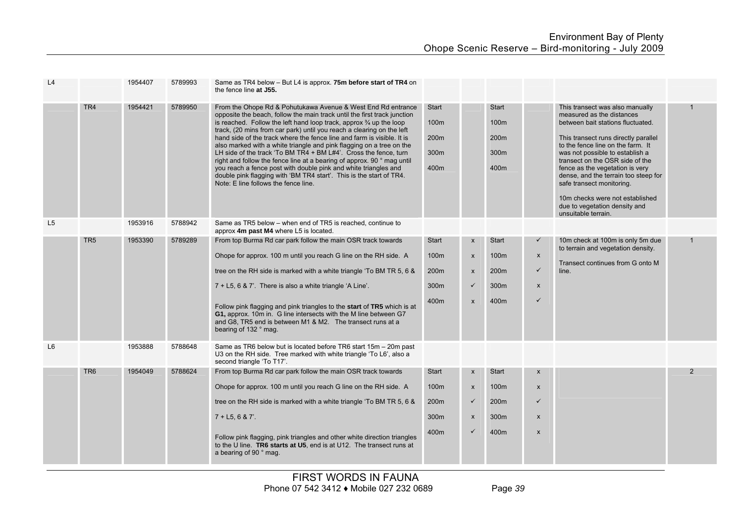| | | | | | | | | | | |
|---|---|---|---|---|---|---|---|---|---|---|
| L4 | | 1954407 | 5789993 | Same as TR4 below – But L4 is approx. **75m before start of TR4** on the fence line **at J55.** | | | | | | |
| | TR4 | 1954421 | 5789950 | From the Ohope Rd & Pohutukawa Avenue & West End Rd entrance opposite the beach, follow the main track until the first track junction is reached. Follow the left hand loop track, approx ¾ up the loop track, (20 mins from car park) until you reach a clearing on the left hand side of the track where the fence line and farm is visible. It is also marked with a white triangle and pink flagging on a tree on the LH side of the track 'To BM TR4 + BM L#4'. Cross the fence, turn right and follow the fence line at a bearing of approx. 90 ° mag until you reach a fence post with double pink and white triangles and double pink flagging with 'BM TR4 start'. This is the start of TR4. Note: E line follows the fence line. | Start<br>100m<br>200m<br>300m<br>400m | | Start<br>100m<br>200m<br>300m<br>400m | | This transect was also manually measured as the distances between bait stations fluctuated.<br><br>This transect runs directly parallel to the fence line on the farm. It was not possible to establish a transect on the OSR side of the fence as the vegetation is very dense, and the terrain too steep for safe transect monitoring.<br><br>10m checks were not established due to vegetation density and unsuitable terrain. | 1 |
| L5 | | 1953916 | 5788942 | Same as TR5 below – when end of TR5 is reached, continue to approx **4m past M4** where L5 is located. | | | | | | |
| | TR5 | 1953390 | 5789289 | From top Burma Rd car park follow the main OSR track towards Ohope for approx. 100 m until you reach G line on the RH side. A tree on the RH side is marked with a white triangle 'To BM TR 5, 6 & 7 + L5, 6 & 7'. There is also a white triangle 'A Line'.<br><br>Follow pink flagging and pink triangles to the **start** of **TR5** which is at **G1,** approx. 10m in. G line intersects with the M line between G7 and G8, TR5 end is between M1 & M2. The transect runs at a bearing of 132 ° mag. | Start<br>100m<br>200m<br>300m<br>400m | x<br>x<br>x<br>✓<br>x | Start<br>100m<br>200m<br>300m<br>400m | ✓<br>x<br>✓<br>x<br>✓ | 10m check at 100m is only 5m due to terrain and vegetation density.<br><br>Transect continues from G onto M line. | 1 |
| L6 | | 1953888 | 5788648 | Same as TR6 below but is located before TR6 start 15m – 20m past U3 on the RH side. Tree marked with white triangle 'To L6', also a second triangle 'To T17'. | | | | | | |
| | TR6 | 1954049 | 5788624 | From top Burma Rd car park follow the main OSR track towards Ohope for approx. 100 m until you reach G line on the RH side. A tree on the RH side is marked with a white triangle 'To BM TR 5, 6 & 7 + L5, 6 & 7'.<br><br>Follow pink flagging, pink triangles and other white direction triangles to the U line. **TR6 starts at U5**, end is at U12. The transect runs at a bearing of 90 ° mag. | Start<br>100m<br>200m<br>300m<br>400m | x<br>x<br>✓<br>x<br>✓ | Start<br>100m<br>200m<br>300m<br>400m | x<br>x<br>✓<br>x<br>x | | 2 |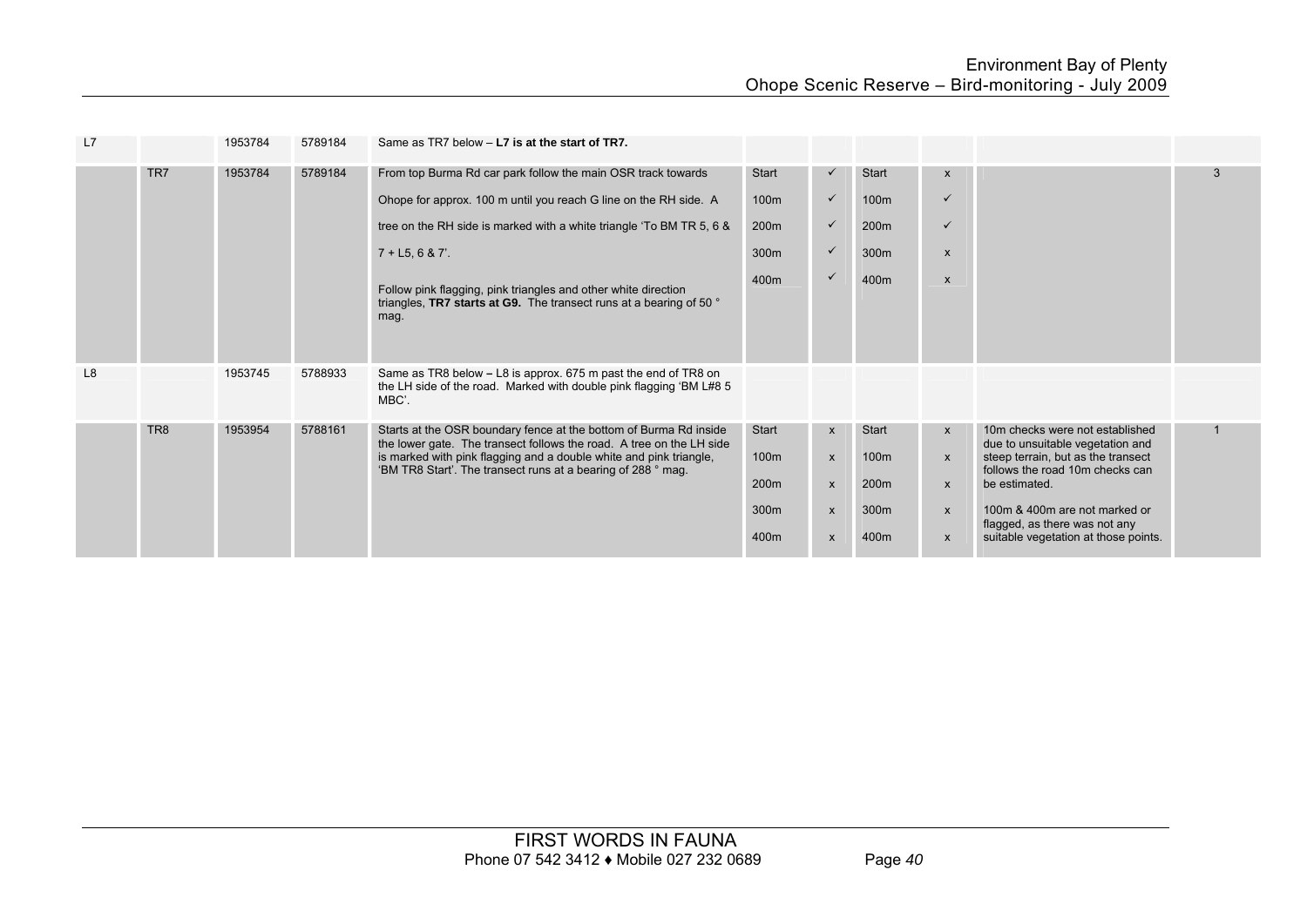| | | | | | | | | | | |
|---|---|---|---|---|---|---|---|---|---|---|
| L7 | | 1953784 | 5789184 | Same as TR7 below – **L7 is at the start of TR7.** | | | | | | |
| | TR7 | 1953784 | 5789184 | From top Burma Rd car park follow the main OSR track towards Ohope for approx. 100 m until you reach G line on the RH side. A tree on the RH side is marked with a white triangle 'To BM TR 5, 6 & 7 + L5, 6 & 7'.<br><br>Follow pink flagging, pink triangles and other white direction triangles, **TR7 starts at G9.** The transect runs at a bearing of 50 ° mag. | Start<br>100m<br>200m<br>300m<br>400m | ✓<br>✓<br>✓<br>✓<br>✓ | Start<br>100m<br>200m<br>300m<br>400m | x<br>✓<br>✓<br>x<br>x | | 3 |
| L8 | | 1953745 | 5788933 | Same as TR8 below – L8 is approx. 675 m past the end of TR8 on the LH side of the road. Marked with double pink flagging 'BM L#8 5 MBC'. | | | | | | |
| | TR8 | 1953954 | 5788161 | Starts at the OSR boundary fence at the bottom of Burma Rd inside the lower gate. The transect follows the road. A tree on the LH side is marked with pink flagging and a double white and pink triangle, 'BM TR8 Start'. The transect runs at a bearing of 288 ° mag. | Start<br>100m<br>200m<br>300m<br>400m | x<br>x<br>x<br>x<br>x | Start<br>100m<br>200m<br>300m<br>400m | x<br>x<br>x<br>x<br>x | 10m checks were not established due to unsuitable vegetation and steep terrain, but as the transect follows the road 10m checks can be estimated.<br><br>100m & 400m are not marked or flagged, as there was not any suitable vegetation at those points. | 1 |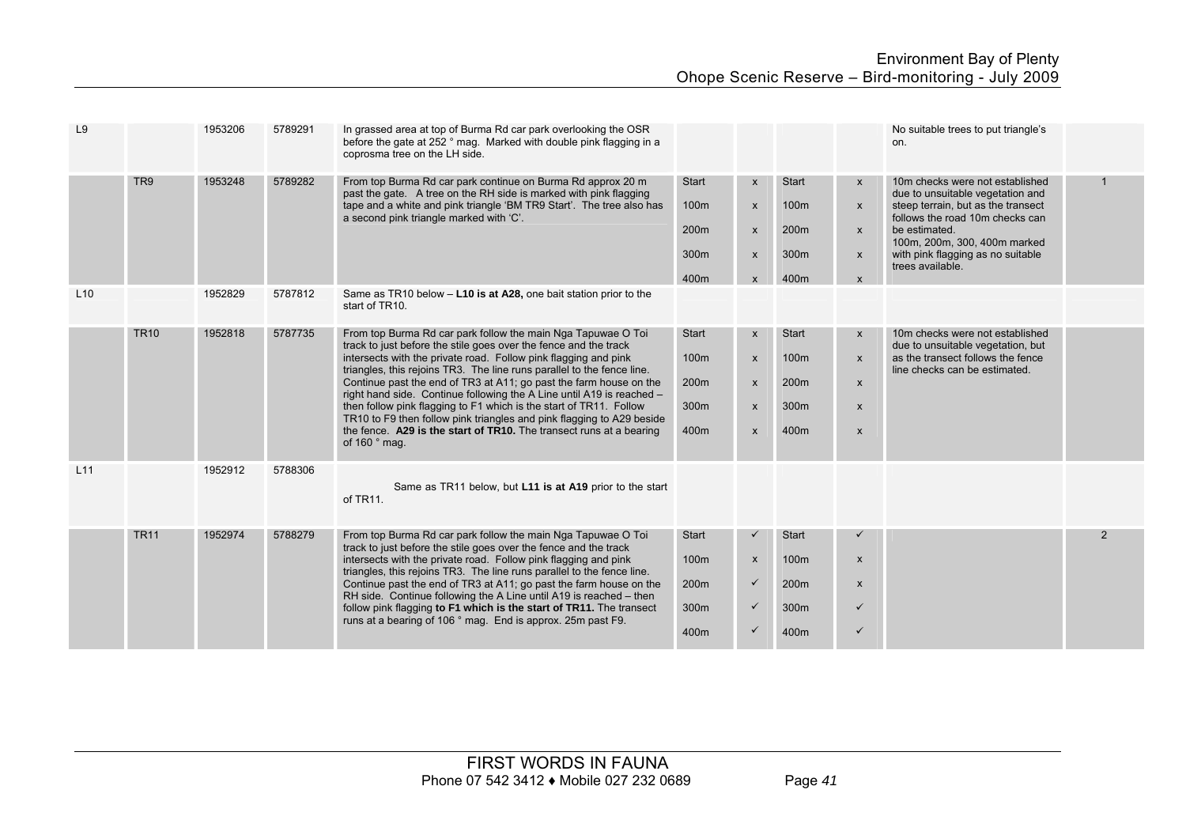| | | | | | | | | | | |
|---|---|---|---|---|---|---|---|---|---|---|
| L9 | | 1953206 | 5789291 | In grassed area at top of Burma Rd car park overlooking the OSR before the gate at 252 ° mag. Marked with double pink flagging in a coprosma tree on the LH side. | | | | | No suitable trees to put triangle's on. | |
| | TR9 | 1953248 | 5789282 | From top Burma Rd car park continue on Burma Rd approx 20 m past the gate. A tree on the RH side is marked with pink flagging tape and a white and pink triangle 'BM TR9 Start'. The tree also has a second pink triangle marked with 'C'. | Start<br>100m<br>200m<br>300m<br>400m | x<br>x<br>x<br>x<br>x | Start<br>100m<br>200m<br>300m<br>400m | x<br>x<br>x<br>x<br>x | 10m checks were not established due to unsuitable vegetation and steep terrain, but as the transect follows the road 10m checks can be estimated.<br>100m, 200m, 300, 400m marked with pink flagging as no suitable trees available. | 1 |
| L10 | | 1952829 | 5787812 | Same as TR10 below – **L10 is at A28,** one bait station prior to the start of TR10. | | | | | | |
| | TR10 | 1952818 | 5787735 | From top Burma Rd car park follow the main Nga Tapuwae O Toi track to just before the stile goes over the fence and the track intersects with the private road. Follow pink flagging and pink triangles, this rejoins TR3. The line runs parallel to the fence line. Continue past the end of TR3 at A11; go past the farm house on the right hand side. Continue following the A Line until A19 is reached – then follow pink flagging to F1 which is the start of TR11. Follow TR10 to F9 then follow pink triangles and pink flagging to A29 beside the fence. **A29 is the start of TR10.** The transect runs at a bearing of 160 ° mag. | Start<br>100m<br>200m<br>300m<br>400m | x<br>x<br>x<br>x<br>x | Start<br>100m<br>200m<br>300m<br>400m | x<br>x<br>x<br>x<br>x | 10m checks were not established due to unsuitable vegetation, but as the transect follows the fence line checks can be estimated. | |
| L11 | | 1952912 | 5788306 | Same as TR11 below, but **L11 is at A19** prior to the start of TR11. | | | | | | |
| | TR11 | 1952974 | 5788279 | From top Burma Rd car park follow the main Nga Tapuwae O Toi track to just before the stile goes over the fence and the track intersects with the private road. Follow pink flagging and pink triangles, this rejoins TR3. The line runs parallel to the fence line. Continue past the end of TR3 at A11; go past the farm house on the RH side. Continue following the A Line until A19 is reached – then follow pink flagging **to F1 which is the start of TR11.** The transect runs at a bearing of 106 ° mag. End is approx. 25m past F9. | Start<br>100m<br>200m<br>300m<br>400m | ✓<br>x<br>✓<br>✓<br>✓ | Start<br>100m<br>200m<br>300m<br>400m | ✓<br>x<br>x<br>✓<br>✓ | | 2 |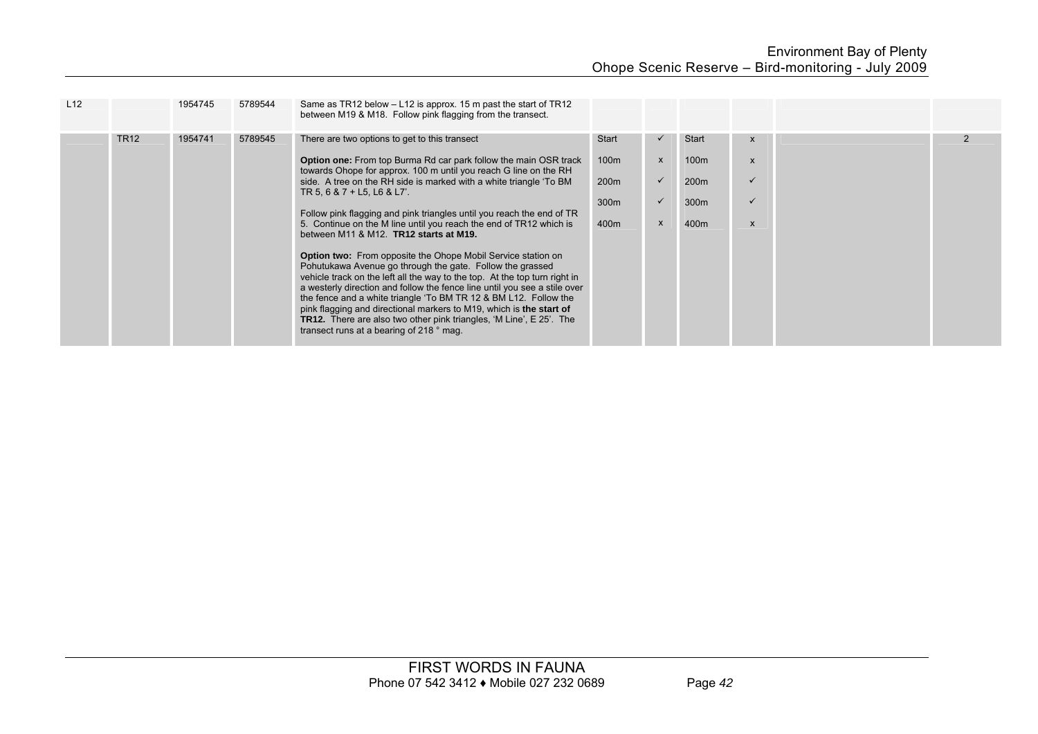| | | | | | | | | | | |
|---|---|---|---|---|---|---|---|---|---|---|
| L12 | | 1954745 | 5789544 | Same as TR12 below – L12 is approx. 15 m past the start of TR12 between M19 & M18. Follow pink flagging from the transect. | | | | | | |
| | TR12 | 1954741 | 5789545 | There are two options to get to this transect<br><br>**Option one:** From top Burma Rd car park follow the main OSR track towards Ohope for approx. 100 m until you reach G line on the RH side. A tree on the RH side is marked with a white triangle 'To BM TR 5, 6 & 7 + L5, L6 & L7'.<br><br>Follow pink flagging and pink triangles until you reach the end of TR 5. Continue on the M line until you reach the end of TR12 which is between M11 & M12. **TR12 starts at M19.**<br><br>**Option two:** From opposite the Ohope Mobil Service station on Pohutukawa Avenue go through the gate. Follow the grassed vehicle track on the left all the way to the top. At the top turn right in a westerly direction and follow the fence line until you see a stile over the fence and a white triangle 'To BM TR 12 & BM L12. Follow the pink flagging and directional markers to M19, which is **the start of TR12.** There are also two other pink triangles, 'M Line', E 25'. The transect runs at a bearing of 218 ° mag. | Start<br>100m<br>200m<br>300m<br>400m | ✓<br>x<br>✓<br>✓<br>x | Start<br>100m<br>200m<br>300m<br>400m | x<br>x<br>✓<br>✓<br>x | | 2 |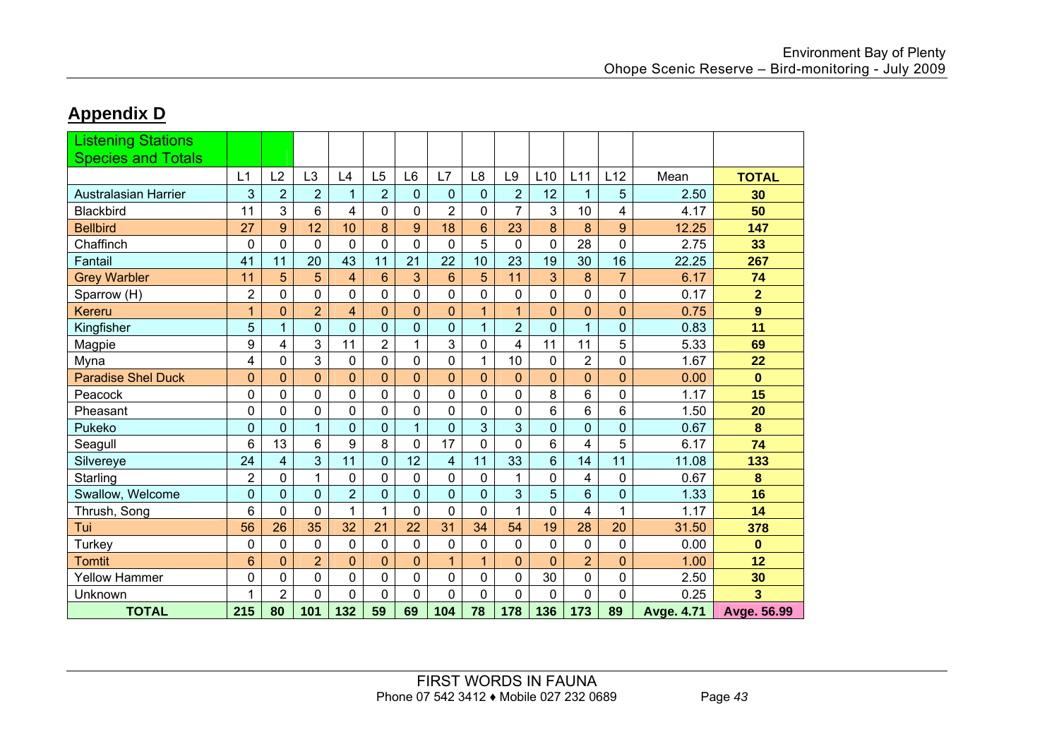## Appendix D

| Listening Stations Species and Totals | | | | | | | | | | | | | | |
|---|---|---|---|---|---|---|---|---|---|---|---|---|---|---|
| | L1 | L2 | L3 | L4 | L5 | L6 | L7 | L8 | L9 | L10 | L11 | L12 | Mean | **TOTAL** |
| Australasian Harrier | 3 | 2 | 2 | 1 | 2 | 0 | 0 | 0 | 2 | 12 | 1 | 5 | 2.50 | **30** |
| Blackbird | 11 | 3 | 6 | 4 | 0 | 0 | 2 | 0 | 7 | 3 | 10 | 4 | 4.17 | **50** |
| Bellbird | 27 | 9 | 12 | 10 | 8 | 9 | 18 | 6 | 23 | 8 | 8 | 9 | 12.25 | **147** |
| Chaffinch | 0 | 0 | 0 | 0 | 0 | 0 | 0 | 5 | 0 | 0 | 28 | 0 | 2.75 | **33** |
| Fantail | 41 | 11 | 20 | 43 | 11 | 21 | 22 | 10 | 23 | 19 | 30 | 16 | 22.25 | **267** |
| Grey Warbler | 11 | 5 | 5 | 4 | 6 | 3 | 6 | 5 | 11 | 3 | 8 | 7 | 6.17 | **74** |
| Sparrow (H) | 2 | 0 | 0 | 0 | 0 | 0 | 0 | 0 | 0 | 0 | 0 | 0 | 0.17 | **2** |
| Kereru | 1 | 0 | 2 | 4 | 0 | 0 | 0 | 1 | 1 | 0 | 0 | 0 | 0.75 | **9** |
| Kingfisher | 5 | 1 | 0 | 0 | 0 | 0 | 0 | 1 | 2 | 0 | 1 | 0 | 0.83 | **11** |
| Magpie | 9 | 4 | 3 | 11 | 2 | 1 | 3 | 0 | 4 | 11 | 11 | 5 | 5.33 | **69** |
| Myna | 4 | 0 | 3 | 0 | 0 | 0 | 0 | 1 | 10 | 0 | 2 | 0 | 1.67 | **22** |
| Paradise Shel Duck | 0 | 0 | 0 | 0 | 0 | 0 | 0 | 0 | 0 | 0 | 0 | 0 | 0.00 | **0** |
| Peacock | 0 | 0 | 0 | 0 | 0 | 0 | 0 | 0 | 0 | 8 | 6 | 0 | 1.17 | **15** |
| Pheasant | 0 | 0 | 0 | 0 | 0 | 0 | 0 | 0 | 0 | 6 | 6 | 6 | 1.50 | **20** |
| Pukeko | 0 | 0 | 1 | 0 | 0 | 1 | 0 | 3 | 3 | 0 | 0 | 0 | 0.67 | **8** |
| Seagull | 6 | 13 | 6 | 9 | 8 | 0 | 17 | 0 | 0 | 6 | 4 | 5 | 6.17 | **74** |
| Silvereye | 24 | 4 | 3 | 11 | 0 | 12 | 4 | 11 | 33 | 6 | 14 | 11 | 11.08 | **133** |
| Starling | 2 | 0 | 1 | 0 | 0 | 0 | 0 | 0 | 1 | 0 | 4 | 0 | 0.67 | **8** |
| Swallow, Welcome | 0 | 0 | 0 | 2 | 0 | 0 | 0 | 0 | 3 | 5 | 6 | 0 | 1.33 | **16** |
| Thrush, Song | 6 | 0 | 0 | 1 | 1 | 0 | 0 | 0 | 1 | 0 | 4 | 1 | 1.17 | **14** |
| Tui | 56 | 26 | 35 | 32 | 21 | 22 | 31 | 34 | 54 | 19 | 28 | 20 | 31.50 | **378** |
| Turkey | 0 | 0 | 0 | 0 | 0 | 0 | 0 | 0 | 0 | 0 | 0 | 0 | 0.00 | **0** |
| Tomtit | 6 | 0 | 2 | 0 | 0 | 0 | 1 | 1 | 0 | 0 | 2 | 0 | 1.00 | **12** |
| Yellow Hammer | 0 | 0 | 0 | 0 | 0 | 0 | 0 | 0 | 0 | 30 | 0 | 0 | 2.50 | **30** |
| Unknown | 1 | 2 | 0 | 0 | 0 | 0 | 0 | 0 | 0 | 0 | 0 | 0 | 0.25 | **3** |
| **TOTAL** | **215** | **80** | **101** | **132** | **59** | **69** | **104** | **78** | **178** | **136** | **173** | **89** | **Avge. 4.71** | **Avge. 56.99** |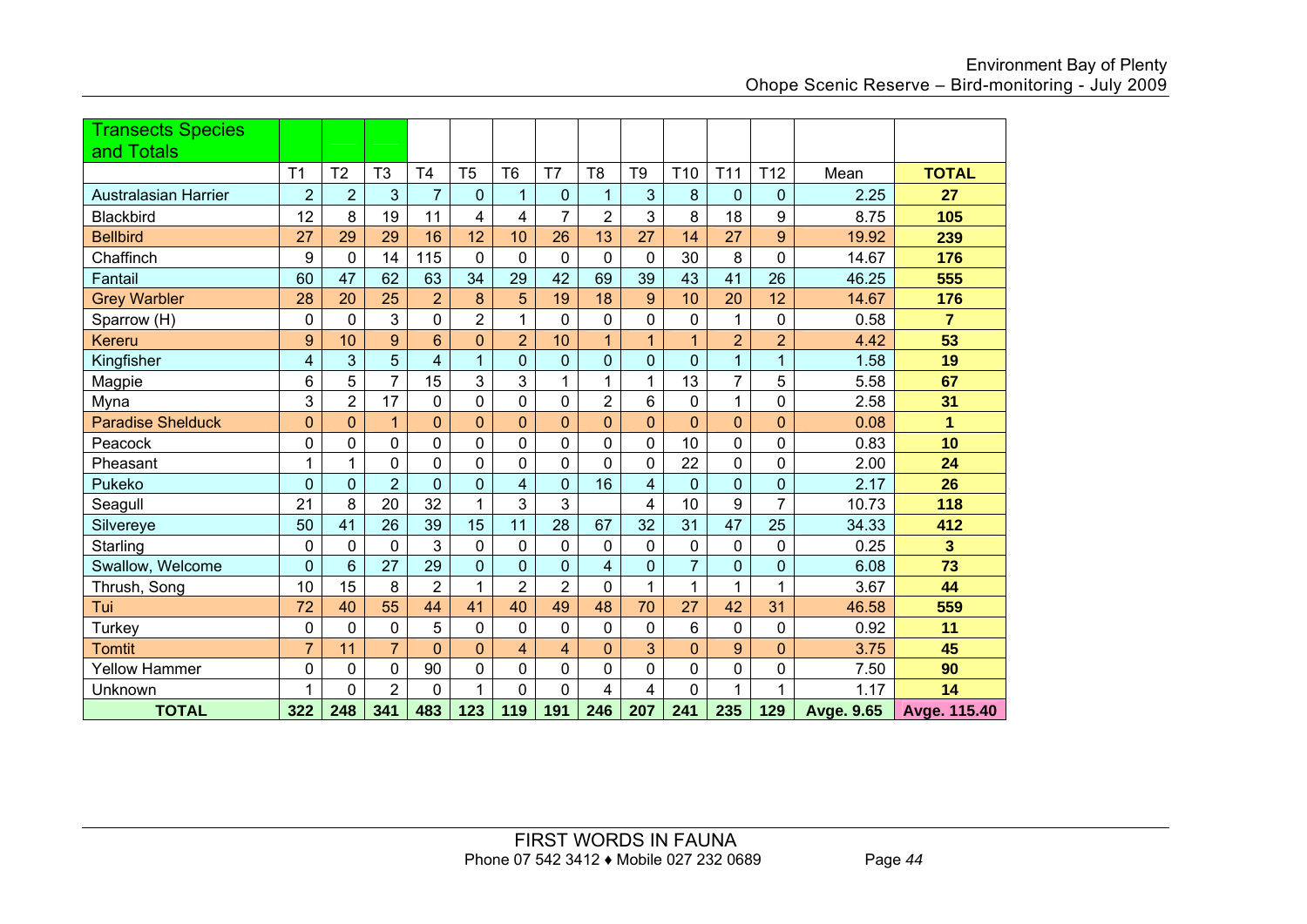| Transects Species and Totals | | | | | | | | | | | | | | |
|---|---|---|---|---|---|---|---|---|---|---|---|---|---|---|
| | T1 | T2 | T3 | T4 | T5 | T6 | T7 | T8 | T9 | T10 | T11 | T12 | Mean | **TOTAL** |
| Australasian Harrier | 2 | 2 | 3 | 7 | 0 | 1 | 0 | 1 | 3 | 8 | 0 | 0 | 2.25 | **27** |
| Blackbird | 12 | 8 | 19 | 11 | 4 | 4 | 7 | 2 | 3 | 8 | 18 | 9 | 8.75 | **105** |
| Bellbird | 27 | 29 | 29 | 16 | 12 | 10 | 26 | 13 | 27 | 14 | 27 | 9 | 19.92 | **239** |
| Chaffinch | 9 | 0 | 14 | 115 | 0 | 0 | 0 | 0 | 0 | 30 | 8 | 0 | 14.67 | **176** |
| Fantail | 60 | 47 | 62 | 63 | 34 | 29 | 42 | 69 | 39 | 43 | 41 | 26 | 46.25 | **555** |
| Grey Warbler | 28 | 20 | 25 | 2 | 8 | 5 | 19 | 18 | 9 | 10 | 20 | 12 | 14.67 | **176** |
| Sparrow (H) | 0 | 0 | 3 | 0 | 2 | 1 | 0 | 0 | 0 | 0 | 1 | 0 | 0.58 | **7** |
| Kereru | 9 | 10 | 9 | 6 | 0 | 2 | 10 | 1 | 1 | 1 | 2 | 2 | 4.42 | **53** |
| Kingfisher | 4 | 3 | 5 | 4 | 1 | 0 | 0 | 0 | 0 | 0 | 1 | 1 | 1.58 | **19** |
| Magpie | 6 | 5 | 7 | 15 | 3 | 3 | 1 | 1 | 1 | 13 | 7 | 5 | 5.58 | **67** |
| Myna | 3 | 2 | 17 | 0 | 0 | 0 | 0 | 2 | 6 | 0 | 1 | 0 | 2.58 | **31** |
| Paradise Shelduck | 0 | 0 | 1 | 0 | 0 | 0 | 0 | 0 | 0 | 0 | 0 | 0 | 0.08 | **1** |
| Peacock | 0 | 0 | 0 | 0 | 0 | 0 | 0 | 0 | 0 | 10 | 0 | 0 | 0.83 | **10** |
| Pheasant | 1 | 1 | 0 | 0 | 0 | 0 | 0 | 0 | 0 | 22 | 0 | 0 | 2.00 | **24** |
| Pukeko | 0 | 0 | 2 | 0 | 0 | 4 | 0 | 16 | 4 | 0 | 0 | 0 | 2.17 | **26** |
| Seagull | 21 | 8 | 20 | 32 | 1 | 3 | 3 | | 4 | 10 | 9 | 7 | 10.73 | **118** |
| Silvereye | 50 | 41 | 26 | 39 | 15 | 11 | 28 | 67 | 32 | 31 | 47 | 25 | 34.33 | **412** |
| Starling | 0 | 0 | 0 | 3 | 0 | 0 | 0 | 0 | 0 | 0 | 0 | 0 | 0.25 | **3** |
| Swallow, Welcome | 0 | 6 | 27 | 29 | 0 | 0 | 0 | 4 | 0 | 7 | 0 | 0 | 6.08 | **73** |
| Thrush, Song | 10 | 15 | 8 | 2 | 1 | 2 | 2 | 0 | 1 | 1 | 1 | 1 | 3.67 | **44** |
| Tui | 72 | 40 | 55 | 44 | 41 | 40 | 49 | 48 | 70 | 27 | 42 | 31 | 46.58 | **559** |
| Turkey | 0 | 0 | 0 | 5 | 0 | 0 | 0 | 0 | 0 | 6 | 0 | 0 | 0.92 | **11** |
| Tomtit | 7 | 11 | 7 | 0 | 0 | 4 | 4 | 0 | 3 | 0 | 9 | 0 | 3.75 | **45** |
| Yellow Hammer | 0 | 0 | 0 | 90 | 0 | 0 | 0 | 0 | 0 | 0 | 0 | 0 | 7.50 | **90** |
| Unknown | 1 | 0 | 2 | 0 | 1 | 0 | 0 | 4 | 4 | 0 | 1 | 1 | 1.17 | **14** |
| **TOTAL** | **322** | **248** | **341** | **483** | **123** | **119** | **191** | **246** | **207** | **241** | **235** | **129** | **Avge. 9.65** | **Avge. 115.40** |